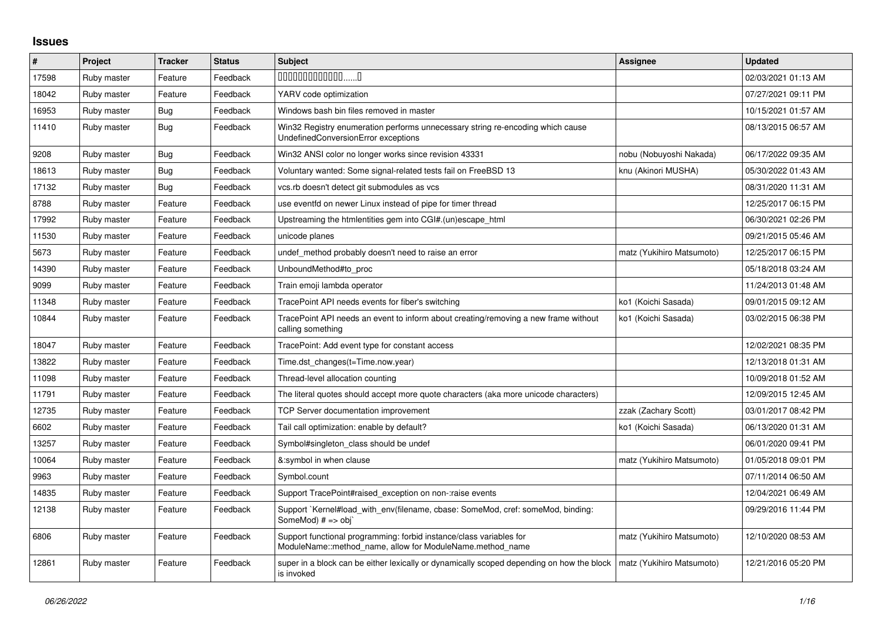# Issues

| # | Project | Tracker | Status | Subject | Assignee | Updated |
|---|---|---|---|---|---|---|
| 17598 | Ruby master | Feature | Feedback | 0000000000000......0 | | 02/03/2021 01:13 AM |
| 18042 | Ruby master | Feature | Feedback | YARV code optimization | | 07/27/2021 09:11 PM |
| 16953 | Ruby master | Bug | Feedback | Windows bash bin files removed in master | | 10/15/2021 01:57 AM |
| 11410 | Ruby master | Bug | Feedback | Win32 Registry enumeration performs unnecessary string re-encoding which cause UndefinedConversionError exceptions | | 08/13/2015 06:57 AM |
| 9208 | Ruby master | Bug | Feedback | Win32 ANSI color no longer works since revision 43331 | nobu (Nobuyoshi Nakada) | 06/17/2022 09:35 AM |
| 18613 | Ruby master | Bug | Feedback | Voluntary wanted: Some signal-related tests fail on FreeBSD 13 | knu (Akinori MUSHA) | 05/30/2022 01:43 AM |
| 17132 | Ruby master | Bug | Feedback | vcs.rb doesn't detect git submodules as vcs | | 08/31/2020 11:31 AM |
| 8788 | Ruby master | Feature | Feedback | use eventfd on newer Linux instead of pipe for timer thread | | 12/25/2017 06:15 PM |
| 17992 | Ruby master | Feature | Feedback | Upstreaming the htmlentities gem into CGI#.(un)escape_html | | 06/30/2021 02:26 PM |
| 11530 | Ruby master | Feature | Feedback | unicode planes | | 09/21/2015 05:46 AM |
| 5673 | Ruby master | Feature | Feedback | undef_method probably doesn't need to raise an error | matz (Yukihiro Matsumoto) | 12/25/2017 06:15 PM |
| 14390 | Ruby master | Feature | Feedback | UnboundMethod#to_proc | | 05/18/2018 03:24 AM |
| 9099 | Ruby master | Feature | Feedback | Train emoji lambda operator | | 11/24/2013 01:48 AM |
| 11348 | Ruby master | Feature | Feedback | TracePoint API needs events for fiber's switching | ko1 (Koichi Sasada) | 09/01/2015 09:12 AM |
| 10844 | Ruby master | Feature | Feedback | TracePoint API needs an event to inform about creating/removing a new frame without calling something | ko1 (Koichi Sasada) | 03/02/2015 06:38 PM |
| 18047 | Ruby master | Feature | Feedback | TracePoint: Add event type for constant access | | 12/02/2021 08:35 PM |
| 13822 | Ruby master | Feature | Feedback | Time.dst_changes(t=Time.now.year) | | 12/13/2018 01:31 AM |
| 11098 | Ruby master | Feature | Feedback | Thread-level allocation counting | | 10/09/2018 01:52 AM |
| 11791 | Ruby master | Feature | Feedback | The literal quotes should accept more quote characters (aka more unicode characters) | | 12/09/2015 12:45 AM |
| 12735 | Ruby master | Feature | Feedback | TCP Server documentation improvement | zzak (Zachary Scott) | 03/01/2017 08:42 PM |
| 6602 | Ruby master | Feature | Feedback | Tail call optimization: enable by default? | ko1 (Koichi Sasada) | 06/13/2020 01:31 AM |
| 13257 | Ruby master | Feature | Feedback | Symbol#singleton_class should be undef | | 06/01/2020 09:41 PM |
| 10064 | Ruby master | Feature | Feedback | &:symbol in when clause | matz (Yukihiro Matsumoto) | 01/05/2018 09:01 PM |
| 9963 | Ruby master | Feature | Feedback | Symbol.count | | 07/11/2014 06:50 AM |
| 14835 | Ruby master | Feature | Feedback | Support TracePoint#raised_exception on non-:raise events | | 12/04/2021 06:49 AM |
| 12138 | Ruby master | Feature | Feedback | Support `Kernel#load_with_env(filename, cbase: SomeMod, cref: someMod, binding: SomeMod) # => obj` | | 09/29/2016 11:44 PM |
| 6806 | Ruby master | Feature | Feedback | Support functional programming: forbid instance/class variables for ModuleName::method_name, allow for ModuleName.method_name | matz (Yukihiro Matsumoto) | 12/10/2020 08:53 AM |
| 12861 | Ruby master | Feature | Feedback | super in a block can be either lexically or dynamically scoped depending on how the block is invoked | matz (Yukihiro Matsumoto) | 12/21/2016 05:20 PM |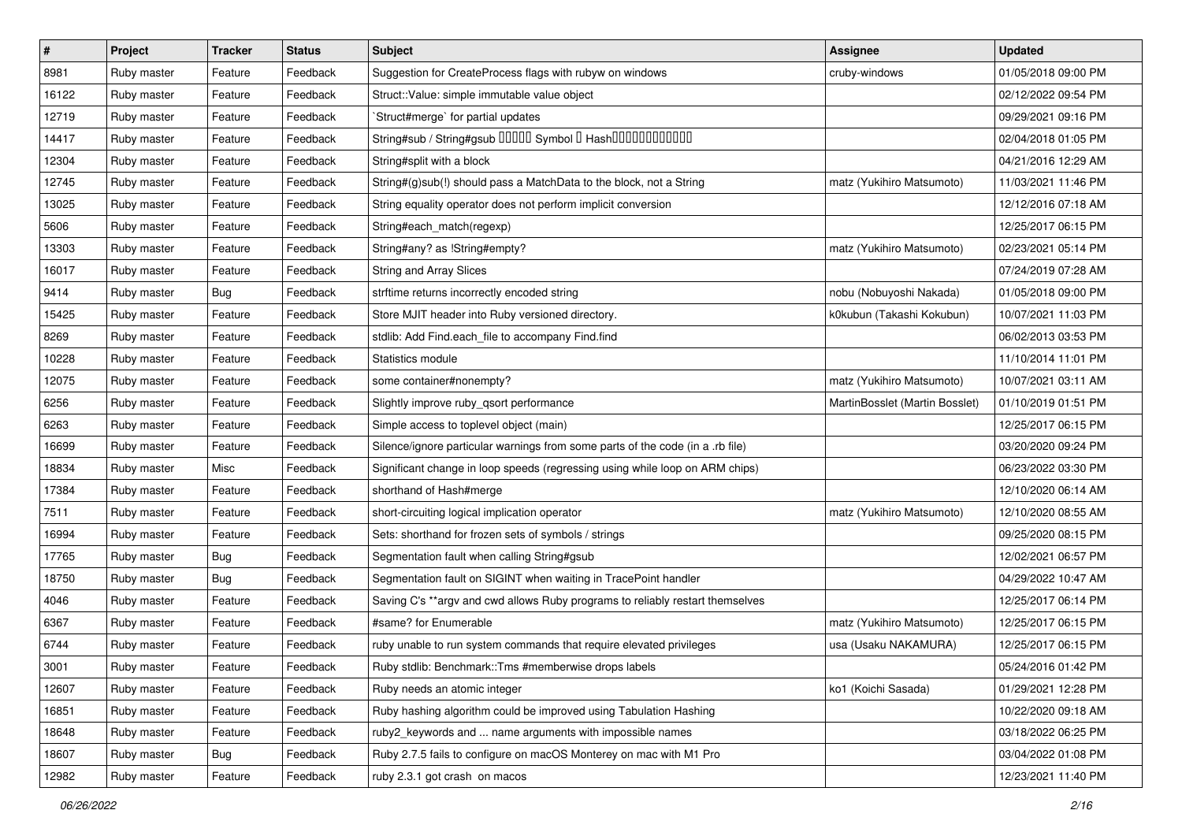| # | Project | Tracker | Status | Subject | Assignee | Updated |
|---|---|---|---|---|---|---|
| 8981 | Ruby master | Feature | Feedback | Suggestion for CreateProcess flags with rubyw on windows | cruby-windows | 01/05/2018 09:00 PM |
| 16122 | Ruby master | Feature | Feedback | Struct::Value: simple immutable value object | | 02/12/2022 09:54 PM |
| 12719 | Ruby master | Feature | Feedback | `Struct#merge` for partial updates | | 09/29/2021 09:16 PM |
| 14417 | Ruby master | Feature | Feedback | String#sub / String#gsub ����� Symbol � Hash������������ | | 02/04/2018 01:05 PM |
| 12304 | Ruby master | Feature | Feedback | String#split with a block | | 04/21/2016 12:29 AM |
| 12745 | Ruby master | Feature | Feedback | String#(g)sub(!) should pass a MatchData to the block, not a String | matz (Yukihiro Matsumoto) | 11/03/2021 11:46 PM |
| 13025 | Ruby master | Feature | Feedback | String equality operator does not perform implicit conversion | | 12/12/2016 07:18 AM |
| 5606 | Ruby master | Feature | Feedback | String#each_match(regexp) | | 12/25/2017 06:15 PM |
| 13303 | Ruby master | Feature | Feedback | String#any? as !String#empty? | matz (Yukihiro Matsumoto) | 02/23/2021 05:14 PM |
| 16017 | Ruby master | Feature | Feedback | String and Array Slices | | 07/24/2019 07:28 AM |
| 9414 | Ruby master | Bug | Feedback | strftime returns incorrectly encoded string | nobu (Nobuyoshi Nakada) | 01/05/2018 09:00 PM |
| 15425 | Ruby master | Feature | Feedback | Store MJIT header into Ruby versioned directory. | k0kubun (Takashi Kokubun) | 10/07/2021 11:03 PM |
| 8269 | Ruby master | Feature | Feedback | stdlib: Add Find.each_file to accompany Find.find | | 06/02/2013 03:53 PM |
| 10228 | Ruby master | Feature | Feedback | Statistics module | | 11/10/2014 11:01 PM |
| 12075 | Ruby master | Feature | Feedback | some container#nonempty? | matz (Yukihiro Matsumoto) | 10/07/2021 03:11 AM |
| 6256 | Ruby master | Feature | Feedback | Slightly improve ruby_qsort performance | MartinBosslet (Martin Bosslet) | 01/10/2019 01:51 PM |
| 6263 | Ruby master | Feature | Feedback | Simple access to toplevel object (main) | | 12/25/2017 06:15 PM |
| 16699 | Ruby master | Feature | Feedback | Silence/ignore particular warnings from some parts of the code (in a .rb file) | | 03/20/2020 09:24 PM |
| 18834 | Ruby master | Misc | Feedback | Significant change in loop speeds (regressing using while loop on ARM chips) | | 06/23/2022 03:30 PM |
| 17384 | Ruby master | Feature | Feedback | shorthand of Hash#merge | | 12/10/2020 06:14 AM |
| 7511 | Ruby master | Feature | Feedback | short-circuiting logical implication operator | matz (Yukihiro Matsumoto) | 12/10/2020 08:55 AM |
| 16994 | Ruby master | Feature | Feedback | Sets: shorthand for frozen sets of symbols / strings | | 09/25/2020 08:15 PM |
| 17765 | Ruby master | Bug | Feedback | Segmentation fault when calling String#gsub | | 12/02/2021 06:57 PM |
| 18750 | Ruby master | Bug | Feedback | Segmentation fault on SIGINT when waiting in TracePoint handler | | 04/29/2022 10:47 AM |
| 4046 | Ruby master | Feature | Feedback | Saving C's **argv and cwd allows Ruby programs to reliably restart themselves | | 12/25/2017 06:14 PM |
| 6367 | Ruby master | Feature | Feedback | #same? for Enumerable | matz (Yukihiro Matsumoto) | 12/25/2017 06:15 PM |
| 6744 | Ruby master | Feature | Feedback | ruby unable to run system commands that require elevated privileges | usa (Usaku NAKAMURA) | 12/25/2017 06:15 PM |
| 3001 | Ruby master | Feature | Feedback | Ruby stdlib: Benchmark::Tms #memberwise drops labels | | 05/24/2016 01:42 PM |
| 12607 | Ruby master | Feature | Feedback | Ruby needs an atomic integer | ko1 (Koichi Sasada) | 01/29/2021 12:28 PM |
| 16851 | Ruby master | Feature | Feedback | Ruby hashing algorithm could be improved using Tabulation Hashing | | 10/22/2020 09:18 AM |
| 18648 | Ruby master | Feature | Feedback | ruby2_keywords and ... name arguments with impossible names | | 03/18/2022 06:25 PM |
| 18607 | Ruby master | Bug | Feedback | Ruby 2.7.5 fails to configure on macOS Monterey on mac with M1 Pro | | 03/04/2022 01:08 PM |
| 12982 | Ruby master | Feature | Feedback | ruby 2.3.1 got crash on macos | | 12/23/2021 11:40 PM |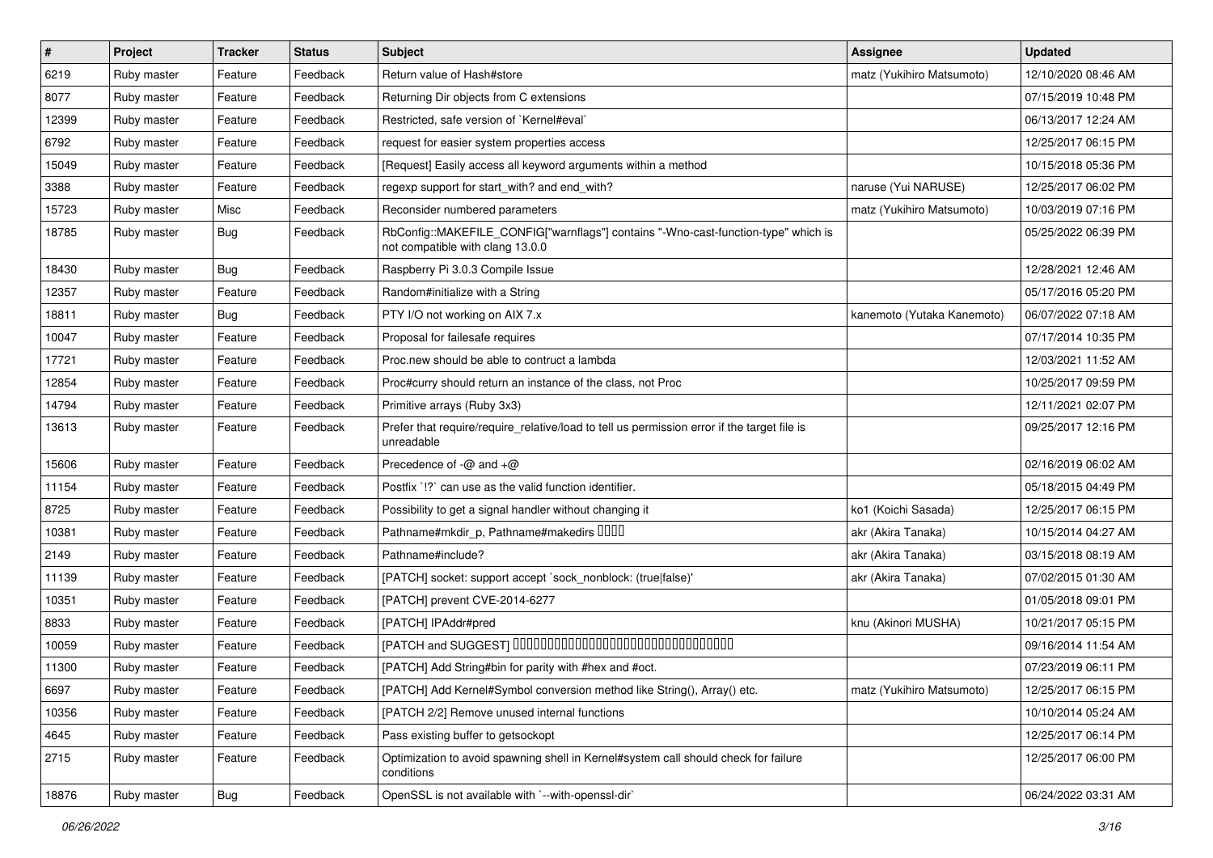| # | Project | Tracker | Status | Subject | Assignee | Updated |
|---|---|---|---|---|---|---|
| 6219 | Ruby master | Feature | Feedback | Return value of Hash#store | matz (Yukihiro Matsumoto) | 12/10/2020 08:46 AM |
| 8077 | Ruby master | Feature | Feedback | Returning Dir objects from C extensions | | 07/15/2019 10:48 PM |
| 12399 | Ruby master | Feature | Feedback | Restricted, safe version of `Kernel#eval` | | 06/13/2017 12:24 AM |
| 6792 | Ruby master | Feature | Feedback | request for easier system properties access | | 12/25/2017 06:15 PM |
| 15049 | Ruby master | Feature | Feedback | [Request] Easily access all keyword arguments within a method | | 10/15/2018 05:36 PM |
| 3388 | Ruby master | Feature | Feedback | regexp support for start_with? and end_with? | naruse (Yui NARUSE) | 12/25/2017 06:02 PM |
| 15723 | Ruby master | Misc | Feedback | Reconsider numbered parameters | matz (Yukihiro Matsumoto) | 10/03/2019 07:16 PM |
| 18785 | Ruby master | Bug | Feedback | RbConfig::MAKEFILE_CONFIG["warnflags"] contains "-Wno-cast-function-type" which is not compatible with clang 13.0.0 | | 05/25/2022 06:39 PM |
| 18430 | Ruby master | Bug | Feedback | Raspberry Pi 3.0.3 Compile Issue | | 12/28/2021 12:46 AM |
| 12357 | Ruby master | Feature | Feedback | Random#initialize with a String | | 05/17/2016 05:20 PM |
| 18811 | Ruby master | Bug | Feedback | PTY I/O not working on AIX 7.x | kanemoto (Yutaka Kanemoto) | 06/07/2022 07:18 AM |
| 10047 | Ruby master | Feature | Feedback | Proposal for failesafe requires | | 07/17/2014 10:35 PM |
| 17721 | Ruby master | Feature | Feedback | Proc.new should be able to contruct a lambda | | 12/03/2021 11:52 AM |
| 12854 | Ruby master | Feature | Feedback | Proc#curry should return an instance of the class, not Proc | | 10/25/2017 09:59 PM |
| 14794 | Ruby master | Feature | Feedback | Primitive arrays (Ruby 3x3) | | 12/11/2021 02:07 PM |
| 13613 | Ruby master | Feature | Feedback | Prefer that require/require_relative/load to tell us permission error if the target file is unreadable | | 09/25/2017 12:16 PM |
| 15606 | Ruby master | Feature | Feedback | Precedence of -@ and +@ | | 02/16/2019 06:02 AM |
| 11154 | Ruby master | Feature | Feedback | Postfix `!?` can use as the valid function identifier. | | 05/18/2015 04:49 PM |
| 8725 | Ruby master | Feature | Feedback | Possibility to get a signal handler without changing it | ko1 (Koichi Sasada) | 12/25/2017 06:15 PM |
| 10381 | Ruby master | Feature | Feedback | Pathname#mkdir_p, Pathname#makedirs ���� | akr (Akira Tanaka) | 10/15/2014 04:27 AM |
| 2149 | Ruby master | Feature | Feedback | Pathname#include? | akr (Akira Tanaka) | 03/15/2018 08:19 AM |
| 11139 | Ruby master | Feature | Feedback | [PATCH] socket: support accept `sock_nonblock: (true\|false)' | akr (Akira Tanaka) | 07/02/2015 01:30 AM |
| 10351 | Ruby master | Feature | Feedback | [PATCH] prevent CVE-2014-6277 | | 01/05/2018 09:01 PM |
| 8833 | Ruby master | Feature | Feedback | [PATCH] IPAddr#pred | knu (Akinori MUSHA) | 10/21/2017 05:15 PM |
| 10059 | Ruby master | Feature | Feedback | [PATCH and SUGGEST] ���������������������������������� | | 09/16/2014 11:54 AM |
| 11300 | Ruby master | Feature | Feedback | [PATCH] Add String#bin for parity with #hex and #oct. | | 07/23/2019 06:11 PM |
| 6697 | Ruby master | Feature | Feedback | [PATCH] Add Kernel#Symbol conversion method like String(), Array() etc. | matz (Yukihiro Matsumoto) | 12/25/2017 06:15 PM |
| 10356 | Ruby master | Feature | Feedback | [PATCH 2/2] Remove unused internal functions | | 10/10/2014 05:24 AM |
| 4645 | Ruby master | Feature | Feedback | Pass existing buffer to getsockopt | | 12/25/2017 06:14 PM |
| 2715 | Ruby master | Feature | Feedback | Optimization to avoid spawning shell in Kernel#system call should check for failure conditions | | 12/25/2017 06:00 PM |
| 18876 | Ruby master | Bug | Feedback | OpenSSL is not available with `--with-openssl-dir` | | 06/24/2022 03:31 AM |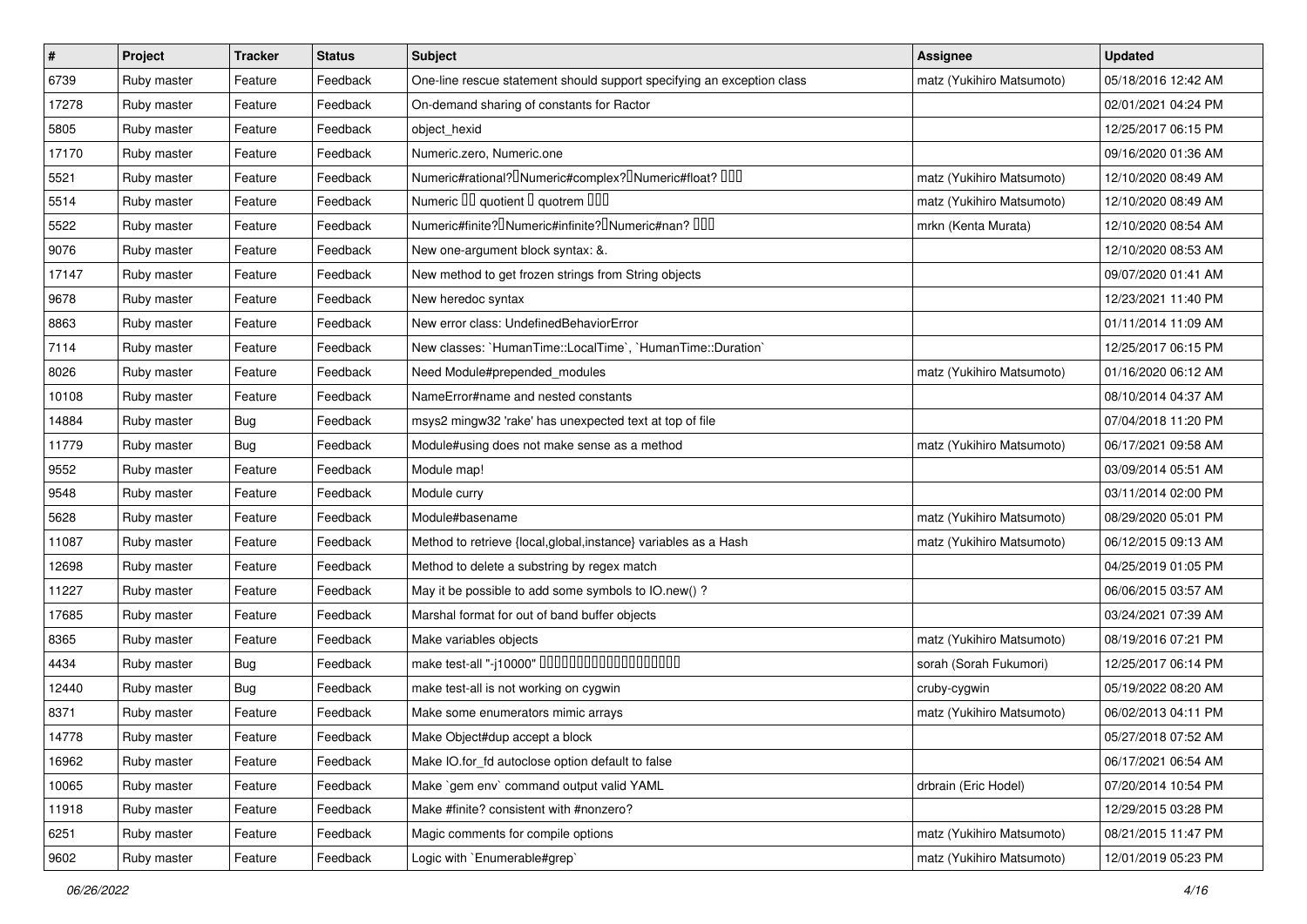| # | Project | Tracker | Status | Subject | Assignee | Updated |
|---|---|---|---|---|---|---|
| 6739 | Ruby master | Feature | Feedback | One-line rescue statement should support specifying an exception class | matz (Yukihiro Matsumoto) | 05/18/2016 12:42 AM |
| 17278 | Ruby master | Feature | Feedback | On-demand sharing of constants for Ractor | | 02/01/2021 04:24 PM |
| 5805 | Ruby master | Feature | Feedback | object_hexid | | 12/25/2017 06:15 PM |
| 17170 | Ruby master | Feature | Feedback | Numeric.zero, Numeric.one | | 09/16/2020 01:36 AM |
| 5521 | Ruby master | Feature | Feedback | Numeric#rational?、Numeric#complex?、Numeric#float? の追加 | matz (Yukihiro Matsumoto) | 12/10/2020 08:49 AM |
| 5514 | Ruby master | Feature | Feedback | Numeric に quotient と quotrem の追加 | matz (Yukihiro Matsumoto) | 12/10/2020 08:49 AM |
| 5522 | Ruby master | Feature | Feedback | Numeric#finite?、Numeric#infinite?、Numeric#nan? の追加 | mrkn (Kenta Murata) | 12/10/2020 08:54 AM |
| 9076 | Ruby master | Feature | Feedback | New one-argument block syntax: &. | | 12/10/2020 08:53 AM |
| 17147 | Ruby master | Feature | Feedback | New method to get frozen strings from String objects | | 09/07/2020 01:41 AM |
| 9678 | Ruby master | Feature | Feedback | New heredoc syntax | | 12/23/2021 11:40 PM |
| 8863 | Ruby master | Feature | Feedback | New error class: UndefinedBehaviorError | | 01/11/2014 11:09 AM |
| 7114 | Ruby master | Feature | Feedback | New classes: `HumanTime::LocalTime`, `HumanTime::Duration` | | 12/25/2017 06:15 PM |
| 8026 | Ruby master | Feature | Feedback | Need Module#prepended_modules | matz (Yukihiro Matsumoto) | 01/16/2020 06:12 AM |
| 10108 | Ruby master | Feature | Feedback | NameError#name and nested constants | | 08/10/2014 04:37 AM |
| 14884 | Ruby master | Bug | Feedback | msys2 mingw32 'rake' has unexpected text at top of file | | 07/04/2018 11:20 PM |
| 11779 | Ruby master | Bug | Feedback | Module#using does not make sense as a method | matz (Yukihiro Matsumoto) | 06/17/2021 09:58 AM |
| 9552 | Ruby master | Feature | Feedback | Module map! | | 03/09/2014 05:51 AM |
| 9548 | Ruby master | Feature | Feedback | Module curry | | 03/11/2014 02:00 PM |
| 5628 | Ruby master | Feature | Feedback | Module#basename | matz (Yukihiro Matsumoto) | 08/29/2020 05:01 PM |
| 11087 | Ruby master | Feature | Feedback | Method to retrieve {local,global,instance} variables as a Hash | matz (Yukihiro Matsumoto) | 06/12/2015 09:13 AM |
| 12698 | Ruby master | Feature | Feedback | Method to delete a substring by regex match | | 04/25/2019 01:05 PM |
| 11227 | Ruby master | Feature | Feedback | May it be possible to add some symbols to IO.new() ? | | 06/06/2015 03:57 AM |
| 17685 | Ruby master | Feature | Feedback | Marshal format for out of band buffer objects | | 03/24/2021 07:39 AM |
| 8365 | Ruby master | Feature | Feedback | Make variables objects | matz (Yukihiro Matsumoto) | 08/19/2016 07:21 PM |
| 4434 | Ruby master | Bug | Feedback | make test-all "-j10000" □□□□□□□□□□□□□□□□□□□□ | sorah (Sorah Fukumori) | 12/25/2017 06:14 PM |
| 12440 | Ruby master | Bug | Feedback | make test-all is not working on cygwin | cruby-cygwin | 05/19/2022 08:20 AM |
| 8371 | Ruby master | Feature | Feedback | Make some enumerators mimic arrays | matz (Yukihiro Matsumoto) | 06/02/2013 04:11 PM |
| 14778 | Ruby master | Feature | Feedback | Make Object#dup accept a block | | 05/27/2018 07:52 AM |
| 16962 | Ruby master | Feature | Feedback | Make IO.for_fd autoclose option default to false | | 06/17/2021 06:54 AM |
| 10065 | Ruby master | Feature | Feedback | Make `gem env` command output valid YAML | drbrain (Eric Hodel) | 07/20/2014 10:54 PM |
| 11918 | Ruby master | Feature | Feedback | Make #finite? consistent with #nonzero? | | 12/29/2015 03:28 PM |
| 6251 | Ruby master | Feature | Feedback | Magic comments for compile options | matz (Yukihiro Matsumoto) | 08/21/2015 11:47 PM |
| 9602 | Ruby master | Feature | Feedback | Logic with `Enumerable#grep` | matz (Yukihiro Matsumoto) | 12/01/2019 05:23 PM |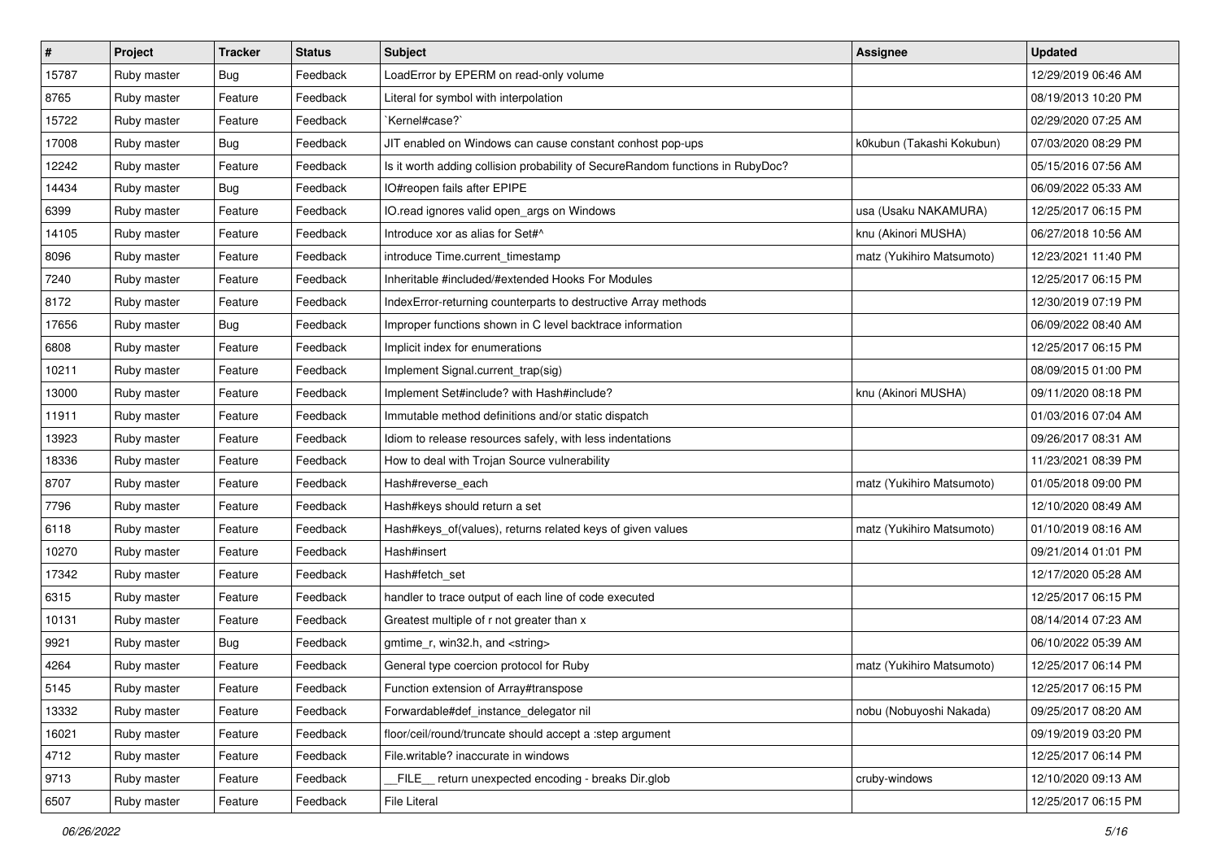| # | Project | Tracker | Status | Subject | Assignee | Updated |
|---|---|---|---|---|---|---|
| 15787 | Ruby master | Bug | Feedback | LoadError by EPERM on read-only volume | | 12/29/2019 06:46 AM |
| 8765 | Ruby master | Feature | Feedback | Literal for symbol with interpolation | | 08/19/2013 10:20 PM |
| 15722 | Ruby master | Feature | Feedback | `Kernel#case?` | | 02/29/2020 07:25 AM |
| 17008 | Ruby master | Bug | Feedback | JIT enabled on Windows can cause constant conhost pop-ups | k0kubun (Takashi Kokubun) | 07/03/2020 08:29 PM |
| 12242 | Ruby master | Feature | Feedback | Is it worth adding collision probability of SecureRandom functions in RubyDoc? | | 05/15/2016 07:56 AM |
| 14434 | Ruby master | Bug | Feedback | IO#reopen fails after EPIPE | | 06/09/2022 05:33 AM |
| 6399 | Ruby master | Feature | Feedback | IO.read ignores valid open_args on Windows | usa (Usaku NAKAMURA) | 12/25/2017 06:15 PM |
| 14105 | Ruby master | Feature | Feedback | Introduce xor as alias for Set#^ | knu (Akinori MUSHA) | 06/27/2018 10:56 AM |
| 8096 | Ruby master | Feature | Feedback | introduce Time.current_timestamp | matz (Yukihiro Matsumoto) | 12/23/2021 11:40 PM |
| 7240 | Ruby master | Feature | Feedback | Inheritable #included/#extended Hooks For Modules | | 12/25/2017 06:15 PM |
| 8172 | Ruby master | Feature | Feedback | IndexError-returning counterparts to destructive Array methods | | 12/30/2019 07:19 PM |
| 17656 | Ruby master | Bug | Feedback | Improper functions shown in C level backtrace information | | 06/09/2022 08:40 AM |
| 6808 | Ruby master | Feature | Feedback | Implicit index for enumerations | | 12/25/2017 06:15 PM |
| 10211 | Ruby master | Feature | Feedback | Implement Signal.current_trap(sig) | | 08/09/2015 01:00 PM |
| 13000 | Ruby master | Feature | Feedback | Implement Set#include? with Hash#include? | knu (Akinori MUSHA) | 09/11/2020 08:18 PM |
| 11911 | Ruby master | Feature | Feedback | Immutable method definitions and/or static dispatch | | 01/03/2016 07:04 AM |
| 13923 | Ruby master | Feature | Feedback | Idiom to release resources safely, with less indentations | | 09/26/2017 08:31 AM |
| 18336 | Ruby master | Feature | Feedback | How to deal with Trojan Source vulnerability | | 11/23/2021 08:39 PM |
| 8707 | Ruby master | Feature | Feedback | Hash#reverse_each | matz (Yukihiro Matsumoto) | 01/05/2018 09:00 PM |
| 7796 | Ruby master | Feature | Feedback | Hash#keys should return a set | | 12/10/2020 08:49 AM |
| 6118 | Ruby master | Feature | Feedback | Hash#keys_of(values), returns related keys of given values | matz (Yukihiro Matsumoto) | 01/10/2019 08:16 AM |
| 10270 | Ruby master | Feature | Feedback | Hash#insert | | 09/21/2014 01:01 PM |
| 17342 | Ruby master | Feature | Feedback | Hash#fetch_set | | 12/17/2020 05:28 AM |
| 6315 | Ruby master | Feature | Feedback | handler to trace output of each line of code executed | | 12/25/2017 06:15 PM |
| 10131 | Ruby master | Feature | Feedback | Greatest multiple of r not greater than x | | 08/14/2014 07:23 AM |
| 9921 | Ruby master | Bug | Feedback | gmtime_r, win32.h, and <string> | | 06/10/2022 05:39 AM |
| 4264 | Ruby master | Feature | Feedback | General type coercion protocol for Ruby | matz (Yukihiro Matsumoto) | 12/25/2017 06:14 PM |
| 5145 | Ruby master | Feature | Feedback | Function extension of Array#transpose | | 12/25/2017 06:15 PM |
| 13332 | Ruby master | Feature | Feedback | Forwardable#def_instance_delegator nil | nobu (Nobuyoshi Nakada) | 09/25/2017 08:20 AM |
| 16021 | Ruby master | Feature | Feedback | floor/ceil/round/truncate should accept a :step argument | | 09/19/2019 03:20 PM |
| 4712 | Ruby master | Feature | Feedback | File.writable? inaccurate in windows | | 12/25/2017 06:14 PM |
| 9713 | Ruby master | Feature | Feedback | __FILE__ return unexpected encoding - breaks Dir.glob | cruby-windows | 12/10/2020 09:13 AM |
| 6507 | Ruby master | Feature | Feedback | File Literal | | 12/25/2017 06:15 PM |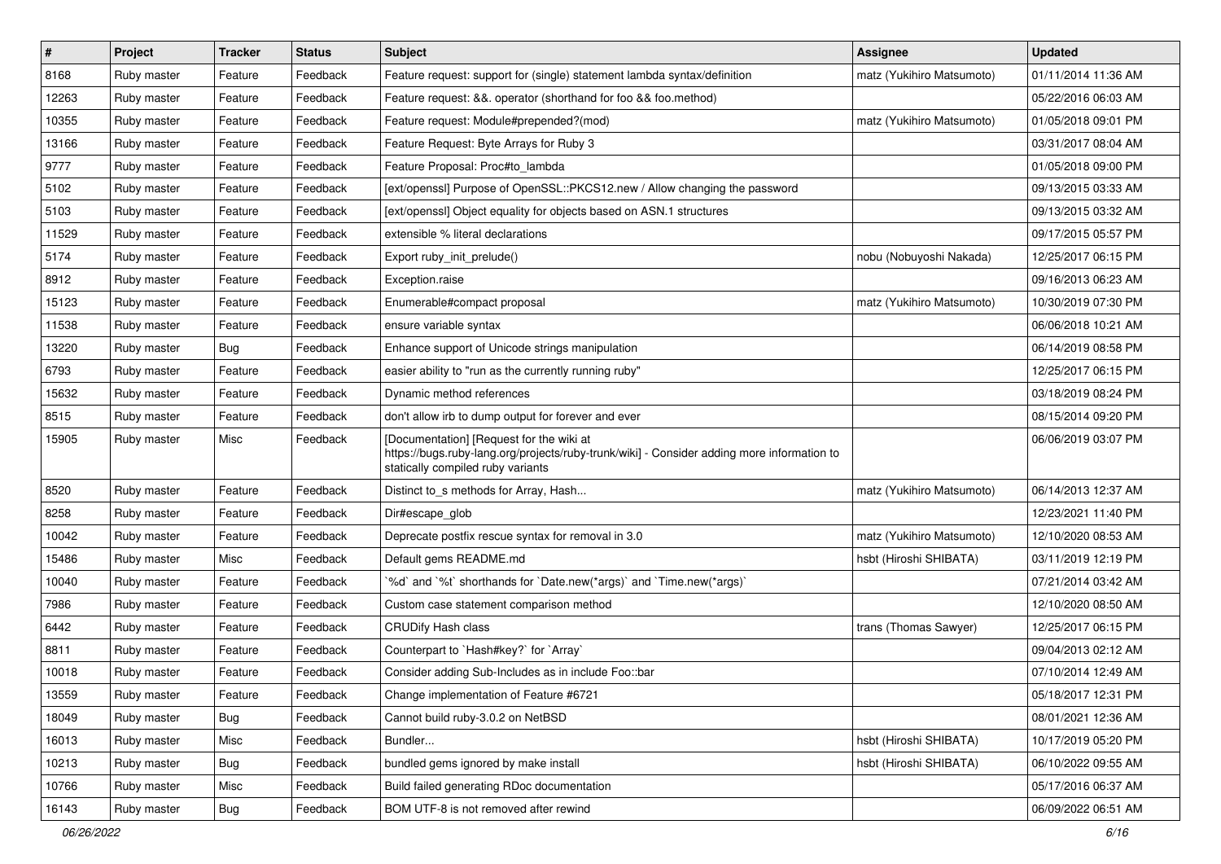| # | Project | Tracker | Status | Subject | Assignee | Updated |
|---|---|---|---|---|---|---|
| 8168 | Ruby master | Feature | Feedback | Feature request: support for (single) statement lambda syntax/definition | matz (Yukihiro Matsumoto) | 01/11/2014 11:36 AM |
| 12263 | Ruby master | Feature | Feedback | Feature request: &&. operator (shorthand for foo && foo.method) | | 05/22/2016 06:03 AM |
| 10355 | Ruby master | Feature | Feedback | Feature request: Module#prepended?(mod) | matz (Yukihiro Matsumoto) | 01/05/2018 09:01 PM |
| 13166 | Ruby master | Feature | Feedback | Feature Request: Byte Arrays for Ruby 3 | | 03/31/2017 08:04 AM |
| 9777 | Ruby master | Feature | Feedback | Feature Proposal: Proc#to_lambda | | 01/05/2018 09:00 PM |
| 5102 | Ruby master | Feature | Feedback | [ext/openssl] Purpose of OpenSSL::PKCS12.new / Allow changing the password | | 09/13/2015 03:33 AM |
| 5103 | Ruby master | Feature | Feedback | [ext/openssl] Object equality for objects based on ASN.1 structures | | 09/13/2015 03:32 AM |
| 11529 | Ruby master | Feature | Feedback | extensible % literal declarations | | 09/17/2015 05:57 PM |
| 5174 | Ruby master | Feature | Feedback | Export ruby_init_prelude() | nobu (Nobuyoshi Nakada) | 12/25/2017 06:15 PM |
| 8912 | Ruby master | Feature | Feedback | Exception.raise | | 09/16/2013 06:23 AM |
| 15123 | Ruby master | Feature | Feedback | Enumerable#compact proposal | matz (Yukihiro Matsumoto) | 10/30/2019 07:30 PM |
| 11538 | Ruby master | Feature | Feedback | ensure variable syntax | | 06/06/2018 10:21 AM |
| 13220 | Ruby master | Bug | Feedback | Enhance support of Unicode strings manipulation | | 06/14/2019 08:58 PM |
| 6793 | Ruby master | Feature | Feedback | easier ability to "run as the currently running ruby" | | 12/25/2017 06:15 PM |
| 15632 | Ruby master | Feature | Feedback | Dynamic method references | | 03/18/2019 08:24 PM |
| 8515 | Ruby master | Feature | Feedback | don't allow irb to dump output for forever and ever | | 08/15/2014 09:20 PM |
| 15905 | Ruby master | Misc | Feedback | [Documentation] [Request for the wiki at https://bugs.ruby-lang.org/projects/ruby-trunk/wiki] - Consider adding more information to statically compiled ruby variants | | 06/06/2019 03:07 PM |
| 8520 | Ruby master | Feature | Feedback | Distinct to_s methods for Array, Hash... | matz (Yukihiro Matsumoto) | 06/14/2013 12:37 AM |
| 8258 | Ruby master | Feature | Feedback | Dir#escape_glob | | 12/23/2021 11:40 PM |
| 10042 | Ruby master | Feature | Feedback | Deprecate postfix rescue syntax for removal in 3.0 | matz (Yukihiro Matsumoto) | 12/10/2020 08:53 AM |
| 15486 | Ruby master | Misc | Feedback | Default gems README.md | hsbt (Hiroshi SHIBATA) | 03/11/2019 12:19 PM |
| 10040 | Ruby master | Feature | Feedback | `%d` and `%t` shorthands for `Date.new(*args)` and `Time.new(*args)` | | 07/21/2014 03:42 AM |
| 7986 | Ruby master | Feature | Feedback | Custom case statement comparison method | | 12/10/2020 08:50 AM |
| 6442 | Ruby master | Feature | Feedback | CRUDify Hash class | trans (Thomas Sawyer) | 12/25/2017 06:15 PM |
| 8811 | Ruby master | Feature | Feedback | Counterpart to `Hash#key?` for `Array` | | 09/04/2013 02:12 AM |
| 10018 | Ruby master | Feature | Feedback | Consider adding Sub-Includes as in include Foo::bar | | 07/10/2014 12:49 AM |
| 13559 | Ruby master | Feature | Feedback | Change implementation of Feature #6721 | | 05/18/2017 12:31 PM |
| 18049 | Ruby master | Bug | Feedback | Cannot build ruby-3.0.2 on NetBSD | | 08/01/2021 12:36 AM |
| 16013 | Ruby master | Misc | Feedback | Bundler... | hsbt (Hiroshi SHIBATA) | 10/17/2019 05:20 PM |
| 10213 | Ruby master | Bug | Feedback | bundled gems ignored by make install | hsbt (Hiroshi SHIBATA) | 06/10/2022 09:55 AM |
| 10766 | Ruby master | Misc | Feedback | Build failed generating RDoc documentation | | 05/17/2016 06:37 AM |
| 16143 | Ruby master | Bug | Feedback | BOM UTF-8 is not removed after rewind | | 06/09/2022 06:51 AM |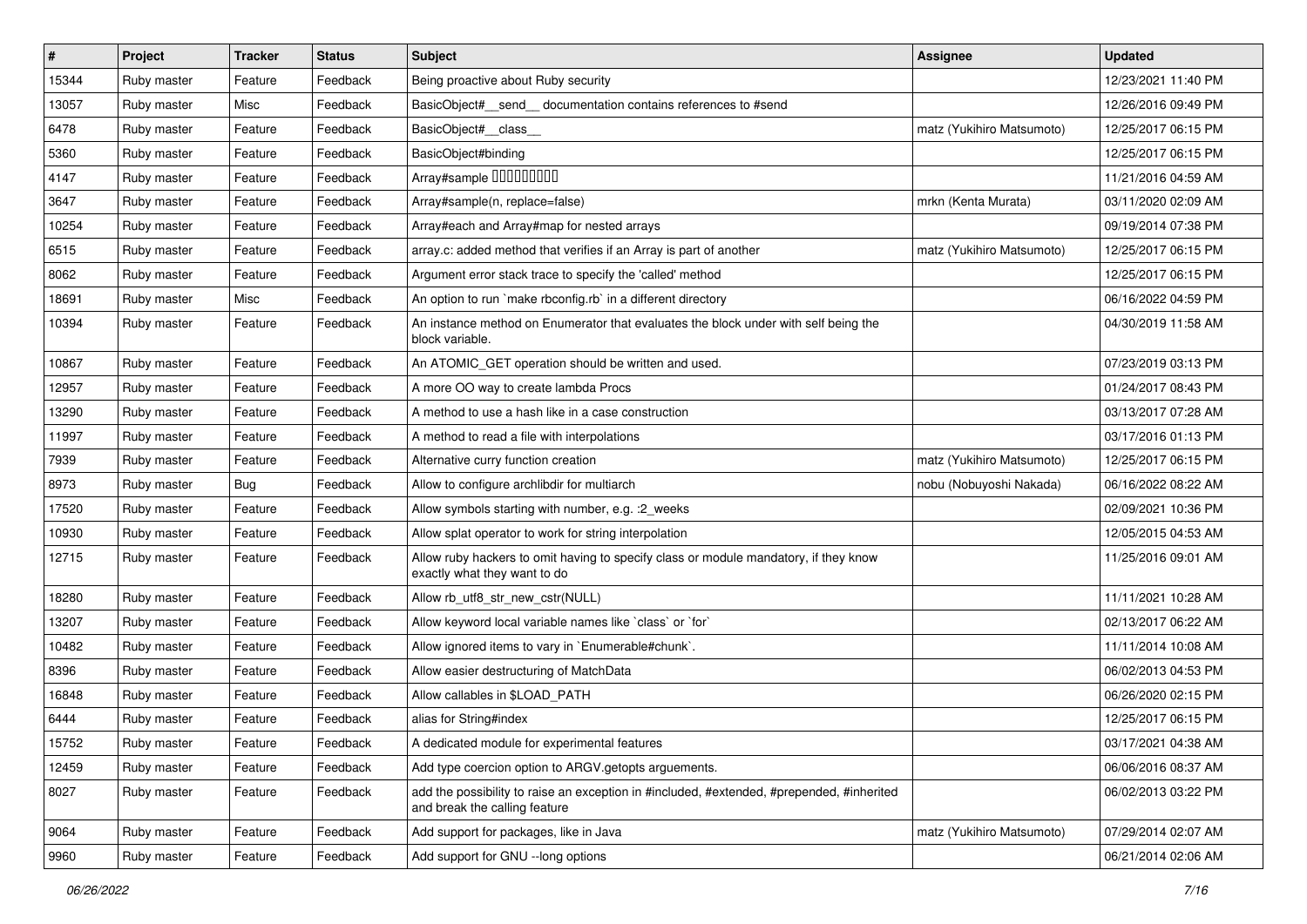| # | Project | Tracker | Status | Subject | Assignee | Updated |
|---|---|---|---|---|---|---|
| 15344 | Ruby master | Feature | Feedback | Being proactive about Ruby security | | 12/23/2021 11:40 PM |
| 13057 | Ruby master | Misc | Feedback | BasicObject#__send__ documentation contains references to #send | | 12/26/2016 09:49 PM |
| 6478 | Ruby master | Feature | Feedback | BasicObject#__class__ | matz (Yukihiro Matsumoto) | 12/25/2017 06:15 PM |
| 5360 | Ruby master | Feature | Feedback | BasicObject#binding | | 12/25/2017 06:15 PM |
| 4147 | Ruby master | Feature | Feedback | Array#sample ��������� | | 11/21/2016 04:59 AM |
| 3647 | Ruby master | Feature | Feedback | Array#sample(n, replace=false) | mrkn (Kenta Murata) | 03/11/2020 02:09 AM |
| 10254 | Ruby master | Feature | Feedback | Array#each and Array#map for nested arrays | | 09/19/2014 07:38 PM |
| 6515 | Ruby master | Feature | Feedback | array.c: added method that verifies if an Array is part of another | matz (Yukihiro Matsumoto) | 12/25/2017 06:15 PM |
| 8062 | Ruby master | Feature | Feedback | Argument error stack trace to specify the 'called' method | | 12/25/2017 06:15 PM |
| 18691 | Ruby master | Misc | Feedback | An option to run `make rbconfig.rb` in a different directory | | 06/16/2022 04:59 PM |
| 10394 | Ruby master | Feature | Feedback | An instance method on Enumerator that evaluates the block under with self being the block variable. | | 04/30/2019 11:58 AM |
| 10867 | Ruby master | Feature | Feedback | An ATOMIC_GET operation should be written and used. | | 07/23/2019 03:13 PM |
| 12957 | Ruby master | Feature | Feedback | A more OO way to create lambda Procs | | 01/24/2017 08:43 PM |
| 13290 | Ruby master | Feature | Feedback | A method to use a hash like in a case construction | | 03/13/2017 07:28 AM |
| 11997 | Ruby master | Feature | Feedback | A method to read a file with interpolations | | 03/17/2016 01:13 PM |
| 7939 | Ruby master | Feature | Feedback | Alternative curry function creation | matz (Yukihiro Matsumoto) | 12/25/2017 06:15 PM |
| 8973 | Ruby master | Bug | Feedback | Allow to configure archlibdir for multiarch | nobu (Nobuyoshi Nakada) | 06/16/2022 08:22 AM |
| 17520 | Ruby master | Feature | Feedback | Allow symbols starting with number, e.g. :2_weeks | | 02/09/2021 10:36 PM |
| 10930 | Ruby master | Feature | Feedback | Allow splat operator to work for string interpolation | | 12/05/2015 04:53 AM |
| 12715 | Ruby master | Feature | Feedback | Allow ruby hackers to omit having to specify class or module mandatory, if they know exactly what they want to do | | 11/25/2016 09:01 AM |
| 18280 | Ruby master | Feature | Feedback | Allow rb_utf8_str_new_cstr(NULL) | | 11/11/2021 10:28 AM |
| 13207 | Ruby master | Feature | Feedback | Allow keyword local variable names like `class` or `for` | | 02/13/2017 06:22 AM |
| 10482 | Ruby master | Feature | Feedback | Allow ignored items to vary in `Enumerable#chunk`. | | 11/11/2014 10:08 AM |
| 8396 | Ruby master | Feature | Feedback | Allow easier destructuring of MatchData | | 06/02/2013 04:53 PM |
| 16848 | Ruby master | Feature | Feedback | Allow callables in $LOAD_PATH | | 06/26/2020 02:15 PM |
| 6444 | Ruby master | Feature | Feedback | alias for String#index | | 12/25/2017 06:15 PM |
| 15752 | Ruby master | Feature | Feedback | A dedicated module for experimental features | | 03/17/2021 04:38 AM |
| 12459 | Ruby master | Feature | Feedback | Add type coercion option to ARGV.getopts arguements. | | 06/06/2016 08:37 AM |
| 8027 | Ruby master | Feature | Feedback | add the possibility to raise an exception in #included, #extended, #prepended, #inherited and break the calling feature | | 06/02/2013 03:22 PM |
| 9064 | Ruby master | Feature | Feedback | Add support for packages, like in Java | matz (Yukihiro Matsumoto) | 07/29/2014 02:07 AM |
| 9960 | Ruby master | Feature | Feedback | Add support for GNU --long options | | 06/21/2014 02:06 AM |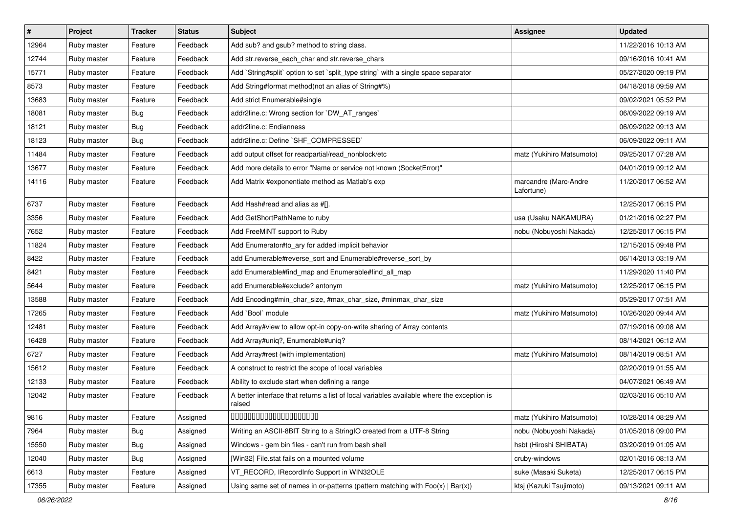| # | Project | Tracker | Status | Subject | Assignee | Updated |
|---|---|---|---|---|---|---|
| 12964 | Ruby master | Feature | Feedback | Add sub? and gsub? method to string class. | | 11/22/2016 10:13 AM |
| 12744 | Ruby master | Feature | Feedback | Add str.reverse_each_char and str.reverse_chars | | 09/16/2016 10:41 AM |
| 15771 | Ruby master | Feature | Feedback | Add `String#split` option to set `split_type string` with a single space separator | | 05/27/2020 09:19 PM |
| 8573 | Ruby master | Feature | Feedback | Add String#format method(not an alias of String#%) | | 04/18/2018 09:59 AM |
| 13683 | Ruby master | Feature | Feedback | Add strict Enumerable#single | | 09/02/2021 05:52 PM |
| 18081 | Ruby master | Bug | Feedback | addr2line.c: Wrong section for `DW_AT_ranges` | | 06/09/2022 09:19 AM |
| 18121 | Ruby master | Bug | Feedback | addr2line.c: Endianness | | 06/09/2022 09:13 AM |
| 18123 | Ruby master | Bug | Feedback | addr2line.c: Define `SHF_COMPRESSED` | | 06/09/2022 09:11 AM |
| 11484 | Ruby master | Feature | Feedback | add output offset for readpartial/read_nonblock/etc | matz (Yukihiro Matsumoto) | 09/25/2017 07:28 AM |
| 13677 | Ruby master | Feature | Feedback | Add more details to error "Name or service not known (SocketError)" | | 04/01/2019 09:12 AM |
| 14116 | Ruby master | Feature | Feedback | Add Matrix #exponentiate method as Matlab's exp | marcandre (Marc-Andre Lafortune) | 11/20/2017 06:52 AM |
| 6737 | Ruby master | Feature | Feedback | Add Hash#read and alias as #[]. | | 12/25/2017 06:15 PM |
| 3356 | Ruby master | Feature | Feedback | Add GetShortPathName to ruby | usa (Usaku NAKAMURA) | 01/21/2016 02:27 PM |
| 7652 | Ruby master | Feature | Feedback | Add FreeMiNT support to Ruby | nobu (Nobuyoshi Nakada) | 12/25/2017 06:15 PM |
| 11824 | Ruby master | Feature | Feedback | Add Enumerator#to_ary for added implicit behavior | | 12/15/2015 09:48 PM |
| 8422 | Ruby master | Feature | Feedback | add Enumerable#reverse_sort and Enumerable#reverse_sort_by | | 06/14/2013 03:19 AM |
| 8421 | Ruby master | Feature | Feedback | add Enumerable#find_map and Enumerable#find_all_map | | 11/29/2020 11:40 PM |
| 5644 | Ruby master | Feature | Feedback | add Enumerable#exclude? antonym | matz (Yukihiro Matsumoto) | 12/25/2017 06:15 PM |
| 13588 | Ruby master | Feature | Feedback | Add Encoding#min_char_size, #max_char_size, #minmax_char_size | | 05/29/2017 07:51 AM |
| 17265 | Ruby master | Feature | Feedback | Add `Bool` module | matz (Yukihiro Matsumoto) | 10/26/2020 09:44 AM |
| 12481 | Ruby master | Feature | Feedback | Add Array#view to allow opt-in copy-on-write sharing of Array contents | | 07/19/2016 09:08 AM |
| 16428 | Ruby master | Feature | Feedback | Add Array#uniq?, Enumerable#uniq? | | 08/14/2021 06:12 AM |
| 6727 | Ruby master | Feature | Feedback | Add Array#rest (with implementation) | matz (Yukihiro Matsumoto) | 08/14/2019 08:51 AM |
| 15612 | Ruby master | Feature | Feedback | A construct to restrict the scope of local variables | | 02/20/2019 01:55 AM |
| 12133 | Ruby master | Feature | Feedback | Ability to exclude start when defining a range | | 04/07/2021 06:49 AM |
| 12042 | Ruby master | Feature | Feedback | A better interface that returns a list of local variables available where the exception is raised | | 02/03/2016 05:10 AM |
| 9816 | Ruby master | Feature | Assigned | 00000000000000000000000 | matz (Yukihiro Matsumoto) | 10/28/2014 08:29 AM |
| 7964 | Ruby master | Bug | Assigned | Writing an ASCII-8BIT String to a StringIO created from a UTF-8 String | nobu (Nobuyoshi Nakada) | 01/05/2018 09:00 PM |
| 15550 | Ruby master | Bug | Assigned | Windows - gem bin files - can't run from bash shell | hsbt (Hiroshi SHIBATA) | 03/20/2019 01:05 AM |
| 12040 | Ruby master | Bug | Assigned | [Win32] File.stat fails on a mounted volume | cruby-windows | 02/01/2016 08:13 AM |
| 6613 | Ruby master | Feature | Assigned | VT_RECORD, IRecordInfo Support in WIN32OLE | suke (Masaki Suketa) | 12/25/2017 06:15 PM |
| 17355 | Ruby master | Feature | Assigned | Using same set of names in or-patterns (pattern matching with Foo(x) \| Bar(x)) | ktsj (Kazuki Tsujimoto) | 09/13/2021 09:11 AM |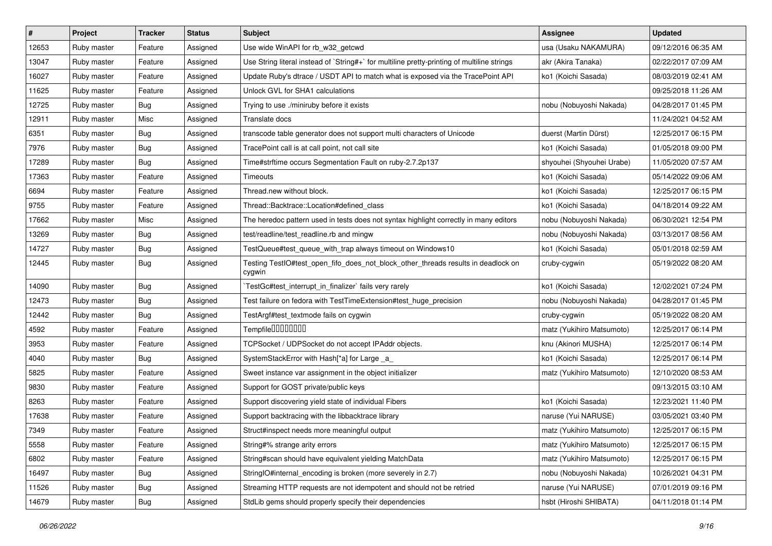| # | Project | Tracker | Status | Subject | Assignee | Updated |
|---|---|---|---|---|---|---|
| 12653 | Ruby master | Feature | Assigned | Use wide WinAPI for rb_w32_getcwd | usa (Usaku NAKAMURA) | 09/12/2016 06:35 AM |
| 13047 | Ruby master | Feature | Assigned | Use String literal instead of `String#+` for multiline pretty-printing of multiline strings | akr (Akira Tanaka) | 02/22/2017 07:09 AM |
| 16027 | Ruby master | Feature | Assigned | Update Ruby's dtrace / USDT API to match what is exposed via the TracePoint API | ko1 (Koichi Sasada) | 08/03/2019 02:41 AM |
| 11625 | Ruby master | Feature | Assigned | Unlock GVL for SHA1 calculations | | 09/25/2018 11:26 AM |
| 12725 | Ruby master | Bug | Assigned | Trying to use ./miniruby before it exists | nobu (Nobuyoshi Nakada) | 04/28/2017 01:45 PM |
| 12911 | Ruby master | Misc | Assigned | Translate docs | | 11/24/2021 04:52 AM |
| 6351 | Ruby master | Bug | Assigned | transcode table generator does not support multi characters of Unicode | duerst (Martin Dürst) | 12/25/2017 06:15 PM |
| 7976 | Ruby master | Bug | Assigned | TracePoint call is at call point, not call site | ko1 (Koichi Sasada) | 01/05/2018 09:00 PM |
| 17289 | Ruby master | Bug | Assigned | Time#strftime occurs Segmentation Fault on ruby-2.7.2p137 | shyouhei (Shyouhei Urabe) | 11/05/2020 07:57 AM |
| 17363 | Ruby master | Feature | Assigned | Timeouts | ko1 (Koichi Sasada) | 05/14/2022 09:06 AM |
| 6694 | Ruby master | Feature | Assigned | Thread.new without block. | ko1 (Koichi Sasada) | 12/25/2017 06:15 PM |
| 9755 | Ruby master | Feature | Assigned | Thread::Backtrace::Location#defined_class | ko1 (Koichi Sasada) | 04/18/2014 09:22 AM |
| 17662 | Ruby master | Misc | Assigned | The heredoc pattern used in tests does not syntax highlight correctly in many editors | nobu (Nobuyoshi Nakada) | 06/30/2021 12:54 PM |
| 13269 | Ruby master | Bug | Assigned | test/readline/test_readline.rb and mingw | nobu (Nobuyoshi Nakada) | 03/13/2017 08:56 AM |
| 14727 | Ruby master | Bug | Assigned | TestQueue#test_queue_with_trap always timeout on Windows10 | ko1 (Koichi Sasada) | 05/01/2018 02:59 AM |
| 12445 | Ruby master | Bug | Assigned | Testing TestIO#test_open_fifo_does_not_block_other_threads results in deadlock on cygwin | cruby-cygwin | 05/19/2022 08:20 AM |
| 14090 | Ruby master | Bug | Assigned | `TestGc#test_interrupt_in_finalizer` fails very rarely | ko1 (Koichi Sasada) | 12/02/2021 07:24 PM |
| 12473 | Ruby master | Bug | Assigned | Test failure on fedora with TestTimeExtension#test_huge_precision | nobu (Nobuyoshi Nakada) | 04/28/2017 01:45 PM |
| 12442 | Ruby master | Bug | Assigned | TestArgf#test_textmode fails on cygwin | cruby-cygwin | 05/19/2022 08:20 AM |
| 4592 | Ruby master | Feature | Assigned | Tempfile□□□□□□□□ | matz (Yukihiro Matsumoto) | 12/25/2017 06:14 PM |
| 3953 | Ruby master | Feature | Assigned | TCPSocket / UDPSocket do not accept IPAddr objects. | knu (Akinori MUSHA) | 12/25/2017 06:14 PM |
| 4040 | Ruby master | Bug | Assigned | SystemStackError with Hash[*a] for Large _a_ | ko1 (Koichi Sasada) | 12/25/2017 06:14 PM |
| 5825 | Ruby master | Feature | Assigned | Sweet instance var assignment in the object initializer | matz (Yukihiro Matsumoto) | 12/10/2020 08:53 AM |
| 9830 | Ruby master | Feature | Assigned | Support for GOST private/public keys | | 09/13/2015 03:10 AM |
| 8263 | Ruby master | Feature | Assigned | Support discovering yield state of individual Fibers | ko1 (Koichi Sasada) | 12/23/2021 11:40 PM |
| 17638 | Ruby master | Feature | Assigned | Support backtracing with the libbacktrace library | naruse (Yui NARUSE) | 03/05/2021 03:40 PM |
| 7349 | Ruby master | Feature | Assigned | Struct#inspect needs more meaningful output | matz (Yukihiro Matsumoto) | 12/25/2017 06:15 PM |
| 5558 | Ruby master | Feature | Assigned | String#% strange arity errors | matz (Yukihiro Matsumoto) | 12/25/2017 06:15 PM |
| 6802 | Ruby master | Feature | Assigned | String#scan should have equivalent yielding MatchData | matz (Yukihiro Matsumoto) | 12/25/2017 06:15 PM |
| 16497 | Ruby master | Bug | Assigned | StringIO#internal_encoding is broken (more severely in 2.7) | nobu (Nobuyoshi Nakada) | 10/26/2021 04:31 PM |
| 11526 | Ruby master | Bug | Assigned | Streaming HTTP requests are not idempotent and should not be retried | naruse (Yui NARUSE) | 07/01/2019 09:16 PM |
| 14679 | Ruby master | Bug | Assigned | StdLib gems should properly specify their dependencies | hsbt (Hiroshi SHIBATA) | 04/11/2018 01:14 PM |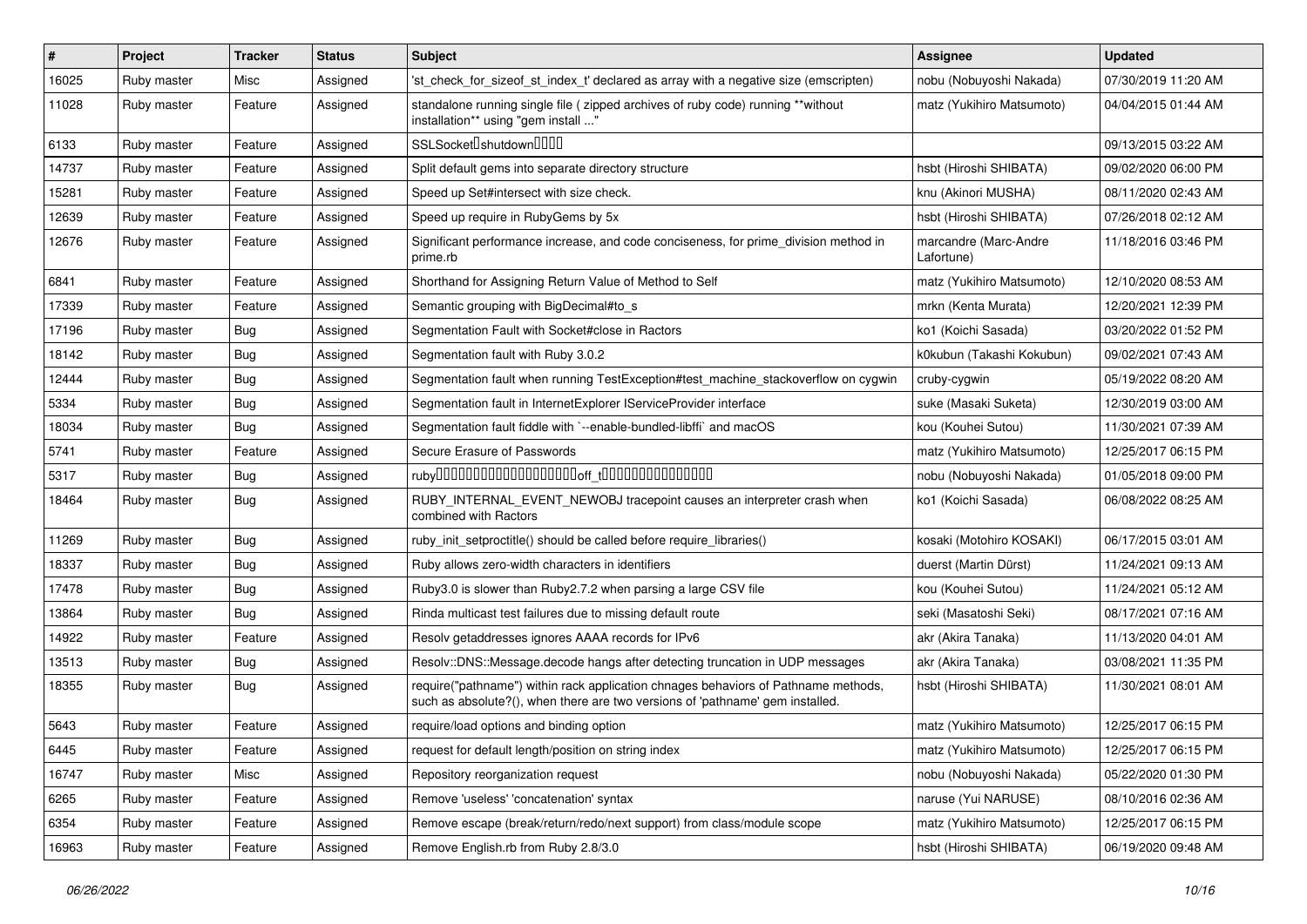| # | Project | Tracker | Status | Subject | Assignee | Updated |
|---|---|---|---|---|---|---|
| 16025 | Ruby master | Misc | Assigned | 'st_check_for_sizeof_st_index_t' declared as array with a negative size (emscripten) | nobu (Nobuyoshi Nakada) | 07/30/2019 11:20 AM |
| 11028 | Ruby master | Feature | Assigned | standalone running single file ( zipped archives of ruby code) running **without installation** using "gem install ..." | matz (Yukihiro Matsumoto) | 04/04/2015 01:44 AM |
| 6133 | Ruby master | Feature | Assigned | SSLSocket□shutdown□□□□ | | 09/13/2015 03:22 AM |
| 14737 | Ruby master | Feature | Assigned | Split default gems into separate directory structure | hsbt (Hiroshi SHIBATA) | 09/02/2020 06:00 PM |
| 15281 | Ruby master | Feature | Assigned | Speed up Set#intersect with size check. | knu (Akinori MUSHA) | 08/11/2020 02:43 AM |
| 12639 | Ruby master | Feature | Assigned | Speed up require in RubyGems by 5x | hsbt (Hiroshi SHIBATA) | 07/26/2018 02:12 AM |
| 12676 | Ruby master | Feature | Assigned | Significant performance increase, and code conciseness, for prime_division method in prime.rb | marcandre (Marc-Andre Lafortune) | 11/18/2016 03:46 PM |
| 6841 | Ruby master | Feature | Assigned | Shorthand for Assigning Return Value of Method to Self | matz (Yukihiro Matsumoto) | 12/10/2020 08:53 AM |
| 17339 | Ruby master | Feature | Assigned | Semantic grouping with BigDecimal#to_s | mrkn (Kenta Murata) | 12/20/2021 12:39 PM |
| 17196 | Ruby master | Bug | Assigned | Segmentation Fault with Socket#close in Ractors | ko1 (Koichi Sasada) | 03/20/2022 01:52 PM |
| 18142 | Ruby master | Bug | Assigned | Segmentation fault with Ruby 3.0.2 | k0kubun (Takashi Kokubun) | 09/02/2021 07:43 AM |
| 12444 | Ruby master | Bug | Assigned | Segmentation fault when running TestException#test_machine_stackoverflow on cygwin | cruby-cygwin | 05/19/2022 08:20 AM |
| 5334 | Ruby master | Bug | Assigned | Segmentation fault in InternetExplorer IServiceProvider interface | suke (Masaki Suketa) | 12/30/2019 03:00 AM |
| 18034 | Ruby master | Bug | Assigned | Segmentation fault fiddle with `--enable-bundled-libffi` and macOS | kou (Kouhei Sutou) | 11/30/2021 07:39 AM |
| 5741 | Ruby master | Feature | Assigned | Secure Erasure of Passwords | matz (Yukihiro Matsumoto) | 12/25/2017 06:15 PM |
| 5317 | Ruby master | Bug | Assigned | ruby□□□□□□□□□□□□□□□□□□□off_t□□□□□□□□□□□□□□□ | nobu (Nobuyoshi Nakada) | 01/05/2018 09:00 PM |
| 18464 | Ruby master | Bug | Assigned | RUBY_INTERNAL_EVENT_NEWOBJ tracepoint causes an interpreter crash when combined with Ractors | ko1 (Koichi Sasada) | 06/08/2022 08:25 AM |
| 11269 | Ruby master | Bug | Assigned | ruby_init_setproctitle() should be called before require_libraries() | kosaki (Motohiro KOSAKI) | 06/17/2015 03:01 AM |
| 18337 | Ruby master | Bug | Assigned | Ruby allows zero-width characters in identifiers | duerst (Martin Dürst) | 11/24/2021 09:13 AM |
| 17478 | Ruby master | Bug | Assigned | Ruby3.0 is slower than Ruby2.7.2 when parsing a large CSV file | kou (Kouhei Sutou) | 11/24/2021 05:12 AM |
| 13864 | Ruby master | Bug | Assigned | Rinda multicast test failures due to missing default route | seki (Masatoshi Seki) | 08/17/2021 07:16 AM |
| 14922 | Ruby master | Feature | Assigned | Resolv getaddresses ignores AAAA records for IPv6 | akr (Akira Tanaka) | 11/13/2020 04:01 AM |
| 13513 | Ruby master | Bug | Assigned | Resolv::DNS::Message.decode hangs after detecting truncation in UDP messages | akr (Akira Tanaka) | 03/08/2021 11:35 PM |
| 18355 | Ruby master | Bug | Assigned | require("pathname") within rack application chnages behaviors of Pathname methods, such as absolute?(), when there are two versions of 'pathname' gem installed. | hsbt (Hiroshi SHIBATA) | 11/30/2021 08:01 AM |
| 5643 | Ruby master | Feature | Assigned | require/load options and binding option | matz (Yukihiro Matsumoto) | 12/25/2017 06:15 PM |
| 6445 | Ruby master | Feature | Assigned | request for default length/position on string index | matz (Yukihiro Matsumoto) | 12/25/2017 06:15 PM |
| 16747 | Ruby master | Misc | Assigned | Repository reorganization request | nobu (Nobuyoshi Nakada) | 05/22/2020 01:30 PM |
| 6265 | Ruby master | Feature | Assigned | Remove 'useless' 'concatenation' syntax | naruse (Yui NARUSE) | 08/10/2016 02:36 AM |
| 6354 | Ruby master | Feature | Assigned | Remove escape (break/return/redo/next support) from class/module scope | matz (Yukihiro Matsumoto) | 12/25/2017 06:15 PM |
| 16963 | Ruby master | Feature | Assigned | Remove English.rb from Ruby 2.8/3.0 | hsbt (Hiroshi SHIBATA) | 06/19/2020 09:48 AM |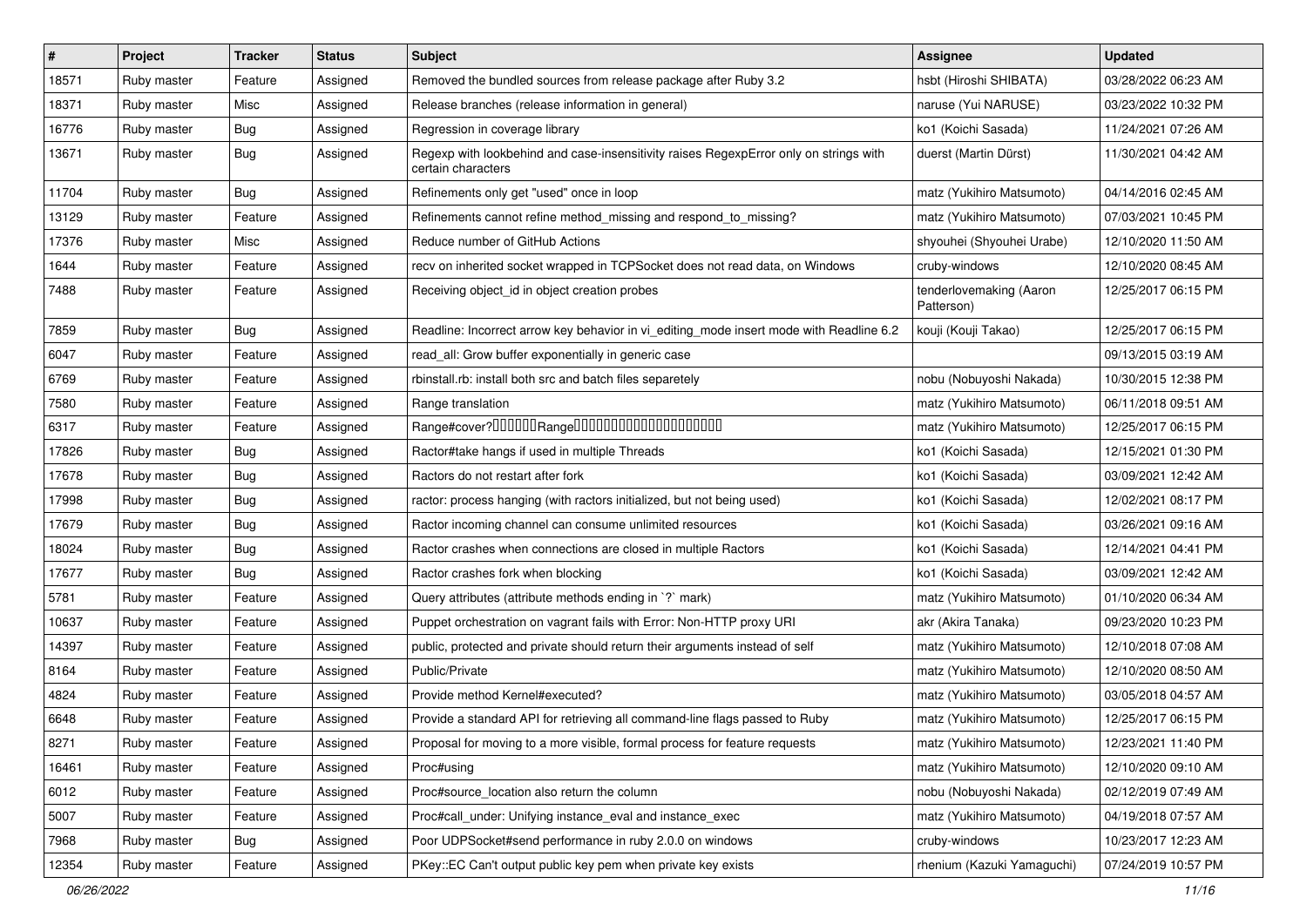| # | Project | Tracker | Status | Subject | Assignee | Updated |
|---|---|---|---|---|---|---|
| 18571 | Ruby master | Feature | Assigned | Removed the bundled sources from release package after Ruby 3.2 | hsbt (Hiroshi SHIBATA) | 03/28/2022 06:23 AM |
| 18371 | Ruby master | Misc | Assigned | Release branches (release information in general) | naruse (Yui NARUSE) | 03/23/2022 10:32 PM |
| 16776 | Ruby master | Bug | Assigned | Regression in coverage library | ko1 (Koichi Sasada) | 11/24/2021 07:26 AM |
| 13671 | Ruby master | Bug | Assigned | Regexp with lookbehind and case-insensitivity raises RegexpError only on strings with certain characters | duerst (Martin Dürst) | 11/30/2021 04:42 AM |
| 11704 | Ruby master | Bug | Assigned | Refinements only get "used" once in loop | matz (Yukihiro Matsumoto) | 04/14/2016 02:45 AM |
| 13129 | Ruby master | Feature | Assigned | Refinements cannot refine method_missing and respond_to_missing? | matz (Yukihiro Matsumoto) | 07/03/2021 10:45 PM |
| 17376 | Ruby master | Misc | Assigned | Reduce number of GitHub Actions | shyouhei (Shyouhei Urabe) | 12/10/2020 11:50 AM |
| 1644 | Ruby master | Feature | Assigned | recv on inherited socket wrapped in TCPSocket does not read data, on Windows | cruby-windows | 12/10/2020 08:45 AM |
| 7488 | Ruby master | Feature | Assigned | Receiving object_id in object creation probes | tenderlovemaking (Aaron Patterson) | 12/25/2017 06:15 PM |
| 7859 | Ruby master | Bug | Assigned | Readline: Incorrect arrow key behavior in vi_editing_mode insert mode with Readline 6.2 | kouji (Kouji Takao) | 12/25/2017 06:15 PM |
| 6047 | Ruby master | Feature | Assigned | read_all: Grow buffer exponentially in generic case | | 09/13/2015 03:19 AM |
| 6769 | Ruby master | Feature | Assigned | rbinstall.rb: install both src and batch files separetely | nobu (Nobuyoshi Nakada) | 10/30/2015 12:38 PM |
| 7580 | Ruby master | Feature | Assigned | Range translation | matz (Yukihiro Matsumoto) | 06/11/2018 09:51 AM |
| 6317 | Ruby master | Feature | Assigned | Range#cover?������Range�������������������� | matz (Yukihiro Matsumoto) | 12/25/2017 06:15 PM |
| 17826 | Ruby master | Bug | Assigned | Ractor#take hangs if used in multiple Threads | ko1 (Koichi Sasada) | 12/15/2021 01:30 PM |
| 17678 | Ruby master | Bug | Assigned | Ractors do not restart after fork | ko1 (Koichi Sasada) | 03/09/2021 12:42 AM |
| 17998 | Ruby master | Bug | Assigned | ractor: process hanging (with ractors initialized, but not being used) | ko1 (Koichi Sasada) | 12/02/2021 08:17 PM |
| 17679 | Ruby master | Bug | Assigned | Ractor incoming channel can consume unlimited resources | ko1 (Koichi Sasada) | 03/26/2021 09:16 AM |
| 18024 | Ruby master | Bug | Assigned | Ractor crashes when connections are closed in multiple Ractors | ko1 (Koichi Sasada) | 12/14/2021 04:41 PM |
| 17677 | Ruby master | Bug | Assigned | Ractor crashes fork when blocking | ko1 (Koichi Sasada) | 03/09/2021 12:42 AM |
| 5781 | Ruby master | Feature | Assigned | Query attributes (attribute methods ending in `?` mark) | matz (Yukihiro Matsumoto) | 01/10/2020 06:34 AM |
| 10637 | Ruby master | Feature | Assigned | Puppet orchestration on vagrant fails with Error: Non-HTTP proxy URI | akr (Akira Tanaka) | 09/23/2020 10:23 PM |
| 14397 | Ruby master | Feature | Assigned | public, protected and private should return their arguments instead of self | matz (Yukihiro Matsumoto) | 12/10/2018 07:08 AM |
| 8164 | Ruby master | Feature | Assigned | Public/Private | matz (Yukihiro Matsumoto) | 12/10/2020 08:50 AM |
| 4824 | Ruby master | Feature | Assigned | Provide method Kernel#executed? | matz (Yukihiro Matsumoto) | 03/05/2018 04:57 AM |
| 6648 | Ruby master | Feature | Assigned | Provide a standard API for retrieving all command-line flags passed to Ruby | matz (Yukihiro Matsumoto) | 12/25/2017 06:15 PM |
| 8271 | Ruby master | Feature | Assigned | Proposal for moving to a more visible, formal process for feature requests | matz (Yukihiro Matsumoto) | 12/23/2021 11:40 PM |
| 16461 | Ruby master | Feature | Assigned | Proc#using | matz (Yukihiro Matsumoto) | 12/10/2020 09:10 AM |
| 6012 | Ruby master | Feature | Assigned | Proc#source_location also return the column | nobu (Nobuyoshi Nakada) | 02/12/2019 07:49 AM |
| 5007 | Ruby master | Feature | Assigned | Proc#call_under: Unifying instance_eval and instance_exec | matz (Yukihiro Matsumoto) | 04/19/2018 07:57 AM |
| 7968 | Ruby master | Bug | Assigned | Poor UDPSocket#send performance in ruby 2.0.0 on windows | cruby-windows | 10/23/2017 12:23 AM |
| 12354 | Ruby master | Feature | Assigned | PKey::EC Can't output public key pem when private key exists | rhenium (Kazuki Yamaguchi) | 07/24/2019 10:57 PM |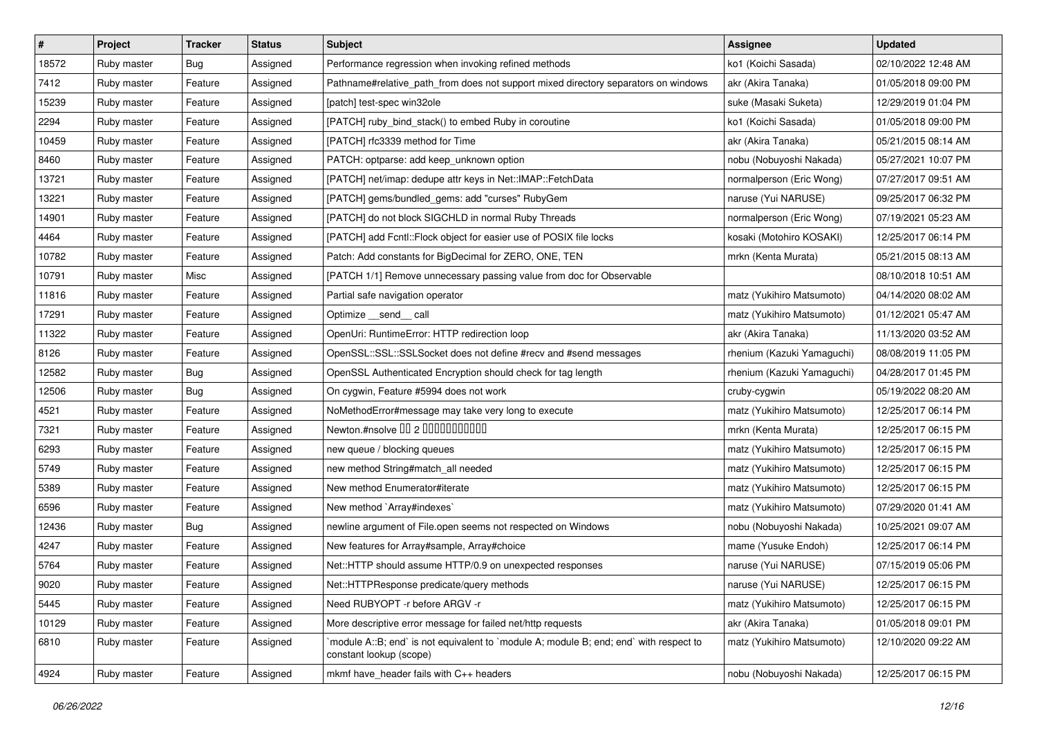| # | Project | Tracker | Status | Subject | Assignee | Updated |
|---|---|---|---|---|---|---|
| 18572 | Ruby master | Bug | Assigned | Performance regression when invoking refined methods | ko1 (Koichi Sasada) | 02/10/2022 12:48 AM |
| 7412 | Ruby master | Feature | Assigned | Pathname#relative_path_from does not support mixed directory separators on windows | akr (Akira Tanaka) | 01/05/2018 09:00 PM |
| 15239 | Ruby master | Feature | Assigned | [patch] test-spec win32ole | suke (Masaki Suketa) | 12/29/2019 01:04 PM |
| 2294 | Ruby master | Feature | Assigned | [PATCH] ruby_bind_stack() to embed Ruby in coroutine | ko1 (Koichi Sasada) | 01/05/2018 09:00 PM |
| 10459 | Ruby master | Feature | Assigned | [PATCH] rfc3339 method for Time | akr (Akira Tanaka) | 05/21/2015 08:14 AM |
| 8460 | Ruby master | Feature | Assigned | PATCH: optparse: add keep_unknown option | nobu (Nobuyoshi Nakada) | 05/27/2021 10:07 PM |
| 13721 | Ruby master | Feature | Assigned | [PATCH] net/imap: dedupe attr keys in Net::IMAP::FetchData | normalperson (Eric Wong) | 07/27/2017 09:51 AM |
| 13221 | Ruby master | Feature | Assigned | [PATCH] gems/bundled_gems: add "curses" RubyGem | naruse (Yui NARUSE) | 09/25/2017 06:32 PM |
| 14901 | Ruby master | Feature | Assigned | [PATCH] do not block SIGCHLD in normal Ruby Threads | normalperson (Eric Wong) | 07/19/2021 05:23 AM |
| 4464 | Ruby master | Feature | Assigned | [PATCH] add Fcntl::Flock object for easier use of POSIX file locks | kosaki (Motohiro KOSAKI) | 12/25/2017 06:14 PM |
| 10782 | Ruby master | Feature | Assigned | Patch: Add constants for BigDecimal for ZERO, ONE, TEN | mrkn (Kenta Murata) | 05/21/2015 08:13 AM |
| 10791 | Ruby master | Misc | Assigned | [PATCH 1/1] Remove unnecessary passing value from doc for Observable | | 08/10/2018 10:51 AM |
| 11816 | Ruby master | Feature | Assigned | Partial safe navigation operator | matz (Yukihiro Matsumoto) | 04/14/2020 08:02 AM |
| 17291 | Ruby master | Feature | Assigned | Optimize __send__ call | matz (Yukihiro Matsumoto) | 01/12/2021 05:47 AM |
| 11322 | Ruby master | Feature | Assigned | OpenUri: RuntimeError: HTTP redirection loop | akr (Akira Tanaka) | 11/13/2020 03:52 AM |
| 8126 | Ruby master | Feature | Assigned | OpenSSL::SSL::SSLSocket does not define #recv and #send messages | rhenium (Kazuki Yamaguchi) | 08/08/2019 11:05 PM |
| 12582 | Ruby master | Bug | Assigned | OpenSSL Authenticated Encryption should check for tag length | rhenium (Kazuki Yamaguchi) | 04/28/2017 01:45 PM |
| 12506 | Ruby master | Bug | Assigned | On cygwin, Feature #5994 does not work | cruby-cygwin | 05/19/2022 08:20 AM |
| 4521 | Ruby master | Feature | Assigned | NoMethodError#message may take very long to execute | matz (Yukihiro Matsumoto) | 12/25/2017 06:14 PM |
| 7321 | Ruby master | Feature | Assigned | Newton.#nsolve □□ 2 □□□□□□□□□□□ | mrkn (Kenta Murata) | 12/25/2017 06:15 PM |
| 6293 | Ruby master | Feature | Assigned | new queue / blocking queues | matz (Yukihiro Matsumoto) | 12/25/2017 06:15 PM |
| 5749 | Ruby master | Feature | Assigned | new method String#match_all needed | matz (Yukihiro Matsumoto) | 12/25/2017 06:15 PM |
| 5389 | Ruby master | Feature | Assigned | New method Enumerator#iterate | matz (Yukihiro Matsumoto) | 12/25/2017 06:15 PM |
| 6596 | Ruby master | Feature | Assigned | New method `Array#indexes` | matz (Yukihiro Matsumoto) | 07/29/2020 01:41 AM |
| 12436 | Ruby master | Bug | Assigned | newline argument of File.open seems not respected on Windows | nobu (Nobuyoshi Nakada) | 10/25/2021 09:07 AM |
| 4247 | Ruby master | Feature | Assigned | New features for Array#sample, Array#choice | mame (Yusuke Endoh) | 12/25/2017 06:14 PM |
| 5764 | Ruby master | Feature | Assigned | Net::HTTP should assume HTTP/0.9 on unexpected responses | naruse (Yui NARUSE) | 07/15/2019 05:06 PM |
| 9020 | Ruby master | Feature | Assigned | Net::HTTPResponse predicate/query methods | naruse (Yui NARUSE) | 12/25/2017 06:15 PM |
| 5445 | Ruby master | Feature | Assigned | Need RUBYOPT -r before ARGV -r | matz (Yukihiro Matsumoto) | 12/25/2017 06:15 PM |
| 10129 | Ruby master | Feature | Assigned | More descriptive error message for failed net/http requests | akr (Akira Tanaka) | 01/05/2018 09:01 PM |
| 6810 | Ruby master | Feature | Assigned | `module A::B; end` is not equivalent to `module A; module B; end; end` with respect to constant lookup (scope) | matz (Yukihiro Matsumoto) | 12/10/2020 09:22 AM |
| 4924 | Ruby master | Feature | Assigned | mkmf have_header fails with C++ headers | nobu (Nobuyoshi Nakada) | 12/25/2017 06:15 PM |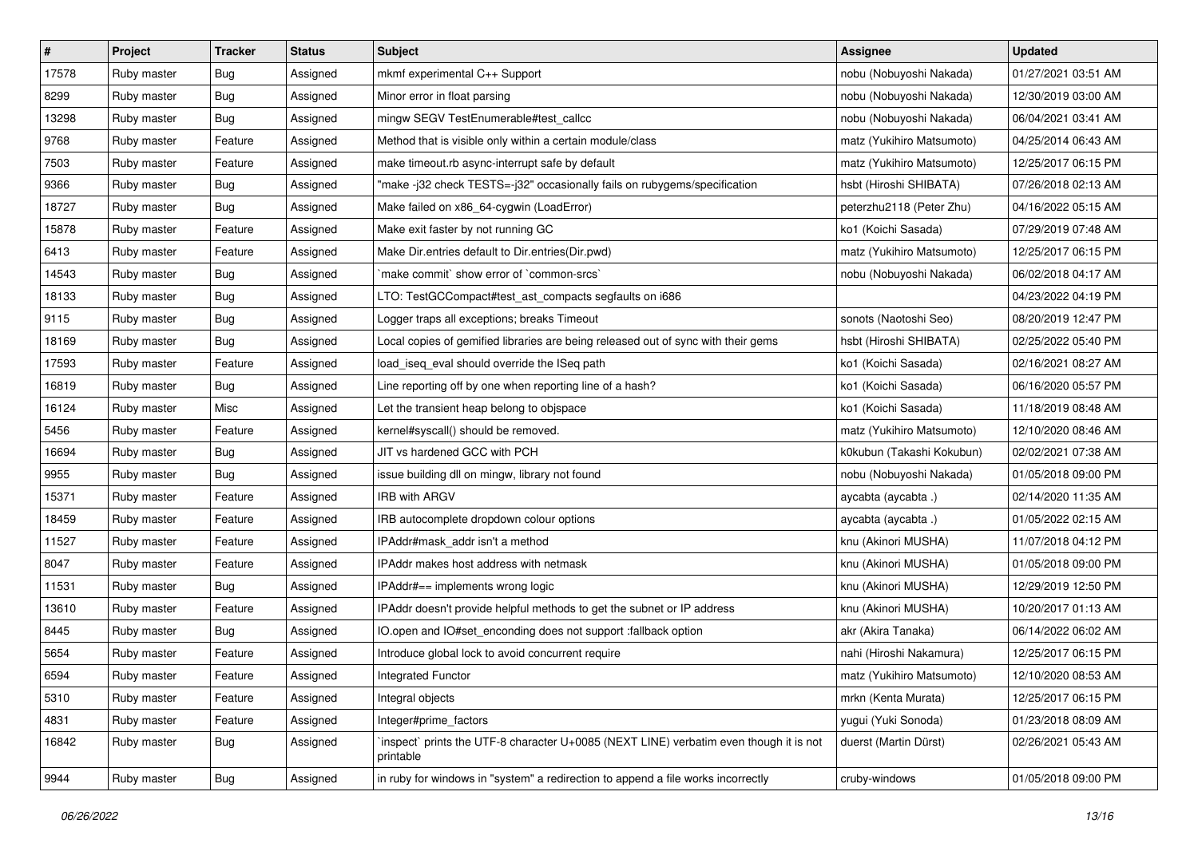| # | Project | Tracker | Status | Subject | Assignee | Updated |
|---|---|---|---|---|---|---|
| 17578 | Ruby master | Bug | Assigned | mkmf experimental C++ Support | nobu (Nobuyoshi Nakada) | 01/27/2021 03:51 AM |
| 8299 | Ruby master | Bug | Assigned | Minor error in float parsing | nobu (Nobuyoshi Nakada) | 12/30/2019 03:00 AM |
| 13298 | Ruby master | Bug | Assigned | mingw SEGV TestEnumerable#test_callcc | nobu (Nobuyoshi Nakada) | 06/04/2021 03:41 AM |
| 9768 | Ruby master | Feature | Assigned | Method that is visible only within a certain module/class | matz (Yukihiro Matsumoto) | 04/25/2014 06:43 AM |
| 7503 | Ruby master | Feature | Assigned | make timeout.rb async-interrupt safe by default | matz (Yukihiro Matsumoto) | 12/25/2017 06:15 PM |
| 9366 | Ruby master | Bug | Assigned | "make -j32 check TESTS=-j32" occasionally fails on rubygems/specification | hsbt (Hiroshi SHIBATA) | 07/26/2018 02:13 AM |
| 18727 | Ruby master | Bug | Assigned | Make failed on x86_64-cygwin (LoadError) | peterzhu2118 (Peter Zhu) | 04/16/2022 05:15 AM |
| 15878 | Ruby master | Feature | Assigned | Make exit faster by not running GC | ko1 (Koichi Sasada) | 07/29/2019 07:48 AM |
| 6413 | Ruby master | Feature | Assigned | Make Dir.entries default to Dir.entries(Dir.pwd) | matz (Yukihiro Matsumoto) | 12/25/2017 06:15 PM |
| 14543 | Ruby master | Bug | Assigned | `make commit` show error of `common-srcs` | nobu (Nobuyoshi Nakada) | 06/02/2018 04:17 AM |
| 18133 | Ruby master | Bug | Assigned | LTO: TestGCCompact#test_ast_compacts segfaults on i686 | | 04/23/2022 04:19 PM |
| 9115 | Ruby master | Bug | Assigned | Logger traps all exceptions; breaks Timeout | sonots (Naotoshi Seo) | 08/20/2019 12:47 PM |
| 18169 | Ruby master | Bug | Assigned | Local copies of gemified libraries are being released out of sync with their gems | hsbt (Hiroshi SHIBATA) | 02/25/2022 05:40 PM |
| 17593 | Ruby master | Feature | Assigned | load_iseq_eval should override the ISeq path | ko1 (Koichi Sasada) | 02/16/2021 08:27 AM |
| 16819 | Ruby master | Bug | Assigned | Line reporting off by one when reporting line of a hash? | ko1 (Koichi Sasada) | 06/16/2020 05:57 PM |
| 16124 | Ruby master | Misc | Assigned | Let the transient heap belong to objspace | ko1 (Koichi Sasada) | 11/18/2019 08:48 AM |
| 5456 | Ruby master | Feature | Assigned | kernel#syscall() should be removed. | matz (Yukihiro Matsumoto) | 12/10/2020 08:46 AM |
| 16694 | Ruby master | Bug | Assigned | JIT vs hardened GCC with PCH | k0kubun (Takashi Kokubun) | 02/02/2021 07:38 AM |
| 9955 | Ruby master | Bug | Assigned | issue building dll on mingw, library not found | nobu (Nobuyoshi Nakada) | 01/05/2018 09:00 PM |
| 15371 | Ruby master | Feature | Assigned | IRB with ARGV | aycabta (aycabta .) | 02/14/2020 11:35 AM |
| 18459 | Ruby master | Feature | Assigned | IRB autocomplete dropdown colour options | aycabta (aycabta .) | 01/05/2022 02:15 AM |
| 11527 | Ruby master | Feature | Assigned | IPAddr#mask_addr isn't a method | knu (Akinori MUSHA) | 11/07/2018 04:12 PM |
| 8047 | Ruby master | Feature | Assigned | IPAddr makes host address with netmask | knu (Akinori MUSHA) | 01/05/2018 09:00 PM |
| 11531 | Ruby master | Bug | Assigned | IPAddr#== implements wrong logic | knu (Akinori MUSHA) | 12/29/2019 12:50 PM |
| 13610 | Ruby master | Feature | Assigned | IPAddr doesn't provide helpful methods to get the subnet or IP address | knu (Akinori MUSHA) | 10/20/2017 01:13 AM |
| 8445 | Ruby master | Bug | Assigned | IO.open and IO#set_enconding does not support :fallback option | akr (Akira Tanaka) | 06/14/2022 06:02 AM |
| 5654 | Ruby master | Feature | Assigned | Introduce global lock to avoid concurrent require | nahi (Hiroshi Nakamura) | 12/25/2017 06:15 PM |
| 6594 | Ruby master | Feature | Assigned | Integrated Functor | matz (Yukihiro Matsumoto) | 12/10/2020 08:53 AM |
| 5310 | Ruby master | Feature | Assigned | Integral objects | mrkn (Kenta Murata) | 12/25/2017 06:15 PM |
| 4831 | Ruby master | Feature | Assigned | Integer#prime_factors | yugui (Yuki Sonoda) | 01/23/2018 08:09 AM |
| 16842 | Ruby master | Bug | Assigned | `inspect` prints the UTF-8 character U+0085 (NEXT LINE) verbatim even though it is not printable | duerst (Martin Dürst) | 02/26/2021 05:43 AM |
| 9944 | Ruby master | Bug | Assigned | in ruby for windows in "system" a redirection to append a file works incorrectly | cruby-windows | 01/05/2018 09:00 PM |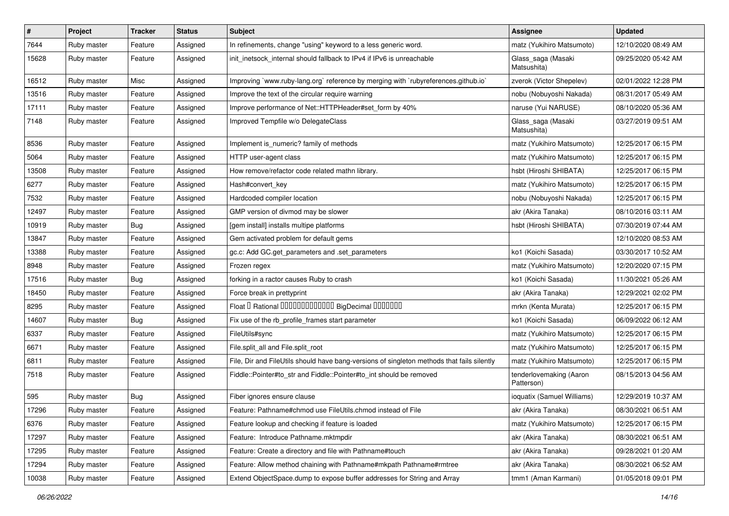| # | Project | Tracker | Status | Subject | Assignee | Updated |
|---|---|---|---|---|---|---|
| 7644 | Ruby master | Feature | Assigned | In refinements, change "using" keyword to a less generic word. | matz (Yukihiro Matsumoto) | 12/10/2020 08:49 AM |
| 15628 | Ruby master | Feature | Assigned | init_inetsock_internal should fallback to IPv4 if IPv6 is unreachable | Glass_saga (Masaki Matsushita) | 09/25/2020 05:42 AM |
| 16512 | Ruby master | Misc | Assigned | Improving `www.ruby-lang.org` reference by merging with `rubyreferences.github.io` | zverok (Victor Shepelev) | 02/01/2022 12:28 PM |
| 13516 | Ruby master | Feature | Assigned | Improve the text of the circular require warning | nobu (Nobuyoshi Nakada) | 08/31/2017 05:49 AM |
| 17111 | Ruby master | Feature | Assigned | Improve performance of Net::HTTPHeader#set_form by 40% | naruse (Yui NARUSE) | 08/10/2020 05:36 AM |
| 7148 | Ruby master | Feature | Assigned | Improved Tempfile w/o DelegateClass | Glass_saga (Masaki Matsushita) | 03/27/2019 09:51 AM |
| 8536 | Ruby master | Feature | Assigned | Implement is_numeric? family of methods | matz (Yukihiro Matsumoto) | 12/25/2017 06:15 PM |
| 5064 | Ruby master | Feature | Assigned | HTTP user-agent class | matz (Yukihiro Matsumoto) | 12/25/2017 06:15 PM |
| 13508 | Ruby master | Feature | Assigned | How remove/refactor code related mathn library. | hsbt (Hiroshi SHIBATA) | 12/25/2017 06:15 PM |
| 6277 | Ruby master | Feature | Assigned | Hash#convert_key | matz (Yukihiro Matsumoto) | 12/25/2017 06:15 PM |
| 7532 | Ruby master | Feature | Assigned | Hardcoded compiler location | nobu (Nobuyoshi Nakada) | 12/25/2017 06:15 PM |
| 12497 | Ruby master | Feature | Assigned | GMP version of divmod may be slower | akr (Akira Tanaka) | 08/10/2016 03:11 AM |
| 10919 | Ruby master | Bug | Assigned | [gem install] installs multipe platforms | hsbt (Hiroshi SHIBATA) | 07/30/2019 07:44 AM |
| 13847 | Ruby master | Feature | Assigned | Gem activated problem for default gems | | 12/10/2020 08:53 AM |
| 13388 | Ruby master | Feature | Assigned | gc.c: Add GC.get_parameters and .set_parameters | ko1 (Koichi Sasada) | 03/30/2017 10:52 AM |
| 8948 | Ruby master | Feature | Assigned | Frozen regex | matz (Yukihiro Matsumoto) | 12/20/2020 07:15 PM |
| 17516 | Ruby master | Bug | Assigned | forking in a ractor causes Ruby to crash | ko1 (Koichi Sasada) | 11/30/2021 05:26 AM |
| 18450 | Ruby master | Feature | Assigned | Force break in prettyprint | akr (Akira Tanaka) | 12/29/2021 02:02 PM |
| 8295 | Ruby master | Feature | Assigned | Float or Rational 00000000000000 BigDecimal 0000000 | mrkn (Kenta Murata) | 12/25/2017 06:15 PM |
| 14607 | Ruby master | Bug | Assigned | Fix use of the rb_profile_frames start parameter | ko1 (Koichi Sasada) | 06/09/2022 06:12 AM |
| 6337 | Ruby master | Feature | Assigned | FileUtils#sync | matz (Yukihiro Matsumoto) | 12/25/2017 06:15 PM |
| 6671 | Ruby master | Feature | Assigned | File.split_all and File.split_root | matz (Yukihiro Matsumoto) | 12/25/2017 06:15 PM |
| 6811 | Ruby master | Feature | Assigned | File, Dir and FileUtils should have bang-versions of singleton methods that fails silently | matz (Yukihiro Matsumoto) | 12/25/2017 06:15 PM |
| 7518 | Ruby master | Feature | Assigned | Fiddle::Pointer#to_str and Fiddle::Pointer#to_int should be removed | tenderlovemaking (Aaron Patterson) | 08/15/2013 04:56 AM |
| 595 | Ruby master | Bug | Assigned | Fiber ignores ensure clause | ioquatix (Samuel Williams) | 12/29/2019 10:37 AM |
| 17296 | Ruby master | Feature | Assigned | Feature: Pathname#chmod use FileUtils.chmod instead of File | akr (Akira Tanaka) | 08/30/2021 06:51 AM |
| 6376 | Ruby master | Feature | Assigned | Feature lookup and checking if feature is loaded | matz (Yukihiro Matsumoto) | 12/25/2017 06:15 PM |
| 17297 | Ruby master | Feature | Assigned | Feature: Introduce Pathname.mktmpdir | akr (Akira Tanaka) | 08/30/2021 06:51 AM |
| 17295 | Ruby master | Feature | Assigned | Feature: Create a directory and file with Pathname#touch | akr (Akira Tanaka) | 09/28/2021 01:20 AM |
| 17294 | Ruby master | Feature | Assigned | Feature: Allow method chaining with Pathname#mkpath Pathname#rmtree | akr (Akira Tanaka) | 08/30/2021 06:52 AM |
| 10038 | Ruby master | Feature | Assigned | Extend ObjectSpace.dump to expose buffer addresses for String and Array | tmm1 (Aman Karmani) | 01/05/2018 09:01 PM |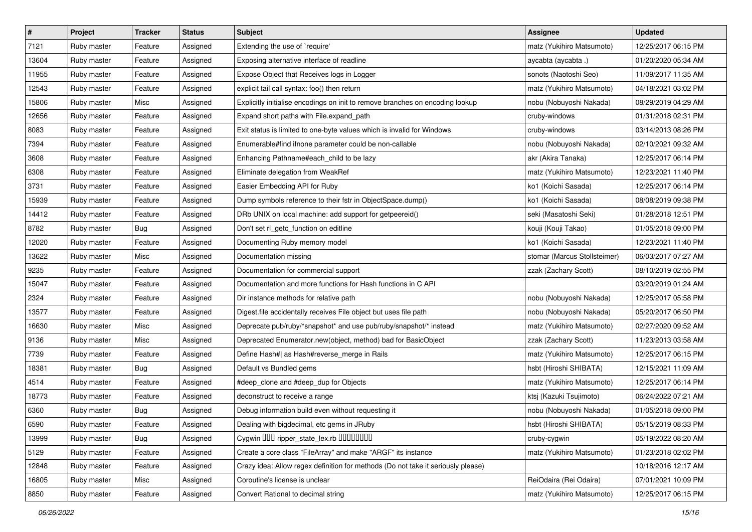| # | Project | Tracker | Status | Subject | Assignee | Updated |
|---|---|---|---|---|---|---|
| 7121 | Ruby master | Feature | Assigned | Extending the use of `require' | matz (Yukihiro Matsumoto) | 12/25/2017 06:15 PM |
| 13604 | Ruby master | Feature | Assigned | Exposing alternative interface of readline | aycabta (aycabta .) | 01/20/2020 05:34 AM |
| 11955 | Ruby master | Feature | Assigned | Expose Object that Receives logs in Logger | sonots (Naotoshi Seo) | 11/09/2017 11:35 AM |
| 12543 | Ruby master | Feature | Assigned | explicit tail call syntax: foo() then return | matz (Yukihiro Matsumoto) | 04/18/2021 03:02 PM |
| 15806 | Ruby master | Misc | Assigned | Explicitly initialise encodings on init to remove branches on encoding lookup | nobu (Nobuyoshi Nakada) | 08/29/2019 04:29 AM |
| 12656 | Ruby master | Feature | Assigned | Expand short paths with File.expand_path | cruby-windows | 01/31/2018 02:31 PM |
| 8083 | Ruby master | Feature | Assigned | Exit status is limited to one-byte values which is invalid for Windows | cruby-windows | 03/14/2013 08:26 PM |
| 7394 | Ruby master | Feature | Assigned | Enumerable#find ifnone parameter could be non-callable | nobu (Nobuyoshi Nakada) | 02/10/2021 09:32 AM |
| 3608 | Ruby master | Feature | Assigned | Enhancing Pathname#each_child to be lazy | akr (Akira Tanaka) | 12/25/2017 06:14 PM |
| 6308 | Ruby master | Feature | Assigned | Eliminate delegation from WeakRef | matz (Yukihiro Matsumoto) | 12/23/2021 11:40 PM |
| 3731 | Ruby master | Feature | Assigned | Easier Embedding API for Ruby | ko1 (Koichi Sasada) | 12/25/2017 06:14 PM |
| 15939 | Ruby master | Feature | Assigned | Dump symbols reference to their fstr in ObjectSpace.dump() | ko1 (Koichi Sasada) | 08/08/2019 09:38 PM |
| 14412 | Ruby master | Feature | Assigned | DRb UNIX on local machine: add support for getpeereid() | seki (Masatoshi Seki) | 01/28/2018 12:51 PM |
| 8782 | Ruby master | Bug | Assigned | Don't set rl_getc_function on editline | kouji (Kouji Takao) | 01/05/2018 09:00 PM |
| 12020 | Ruby master | Feature | Assigned | Documenting Ruby memory model | ko1 (Koichi Sasada) | 12/23/2021 11:40 PM |
| 13622 | Ruby master | Misc | Assigned | Documentation missing | stomar (Marcus Stollsteimer) | 06/03/2017 07:27 AM |
| 9235 | Ruby master | Feature | Assigned | Documentation for commercial support | zzak (Zachary Scott) | 08/10/2019 02:55 PM |
| 15047 | Ruby master | Feature | Assigned | Documentation and more functions for Hash functions in C API | | 03/20/2019 01:24 AM |
| 2324 | Ruby master | Feature | Assigned | Dir instance methods for relative path | nobu (Nobuyoshi Nakada) | 12/25/2017 05:58 PM |
| 13577 | Ruby master | Feature | Assigned | Digest.file accidentally receives File object but uses file path | nobu (Nobuyoshi Nakada) | 05/20/2017 06:50 PM |
| 16630 | Ruby master | Misc | Assigned | Deprecate pub/ruby/*snapshot* and use pub/ruby/snapshot/* instead | matz (Yukihiro Matsumoto) | 02/27/2020 09:52 AM |
| 9136 | Ruby master | Misc | Assigned | Deprecated Enumerator.new(object, method) bad for BasicObject | zzak (Zachary Scott) | 11/23/2013 03:58 AM |
| 7739 | Ruby master | Feature | Assigned | Define Hash#\| as Hash#reverse_merge in Rails | matz (Yukihiro Matsumoto) | 12/25/2017 06:15 PM |
| 18381 | Ruby master | Bug | Assigned | Default vs Bundled gems | hsbt (Hiroshi SHIBATA) | 12/15/2021 11:09 AM |
| 4514 | Ruby master | Feature | Assigned | #deep_clone and #deep_dup for Objects | matz (Yukihiro Matsumoto) | 12/25/2017 06:14 PM |
| 18773 | Ruby master | Feature | Assigned | deconstruct to receive a range | ktsj (Kazuki Tsujimoto) | 06/24/2022 07:21 AM |
| 6360 | Ruby master | Bug | Assigned | Debug information build even without requesting it | nobu (Nobuyoshi Nakada) | 01/05/2018 09:00 PM |
| 6590 | Ruby master | Feature | Assigned | Dealing with bigdecimal, etc gems in JRuby | hsbt (Hiroshi SHIBATA) | 05/15/2019 08:33 PM |
| 13999 | Ruby master | Bug | Assigned | Cygwin ��� ripper_state_lex.rb ��������� | cruby-cygwin | 05/19/2022 08:20 AM |
| 5129 | Ruby master | Feature | Assigned | Create a core class "FileArray" and make "ARGF" its instance | matz (Yukihiro Matsumoto) | 01/23/2018 02:02 PM |
| 12848 | Ruby master | Feature | Assigned | Crazy idea: Allow regex definition for methods (Do not take it seriously please) | | 10/18/2016 12:17 AM |
| 16805 | Ruby master | Misc | Assigned | Coroutine's license is unclear | ReiOdaira (Rei Odaira) | 07/01/2021 10:09 PM |
| 8850 | Ruby master | Feature | Assigned | Convert Rational to decimal string | matz (Yukihiro Matsumoto) | 12/25/2017 06:15 PM |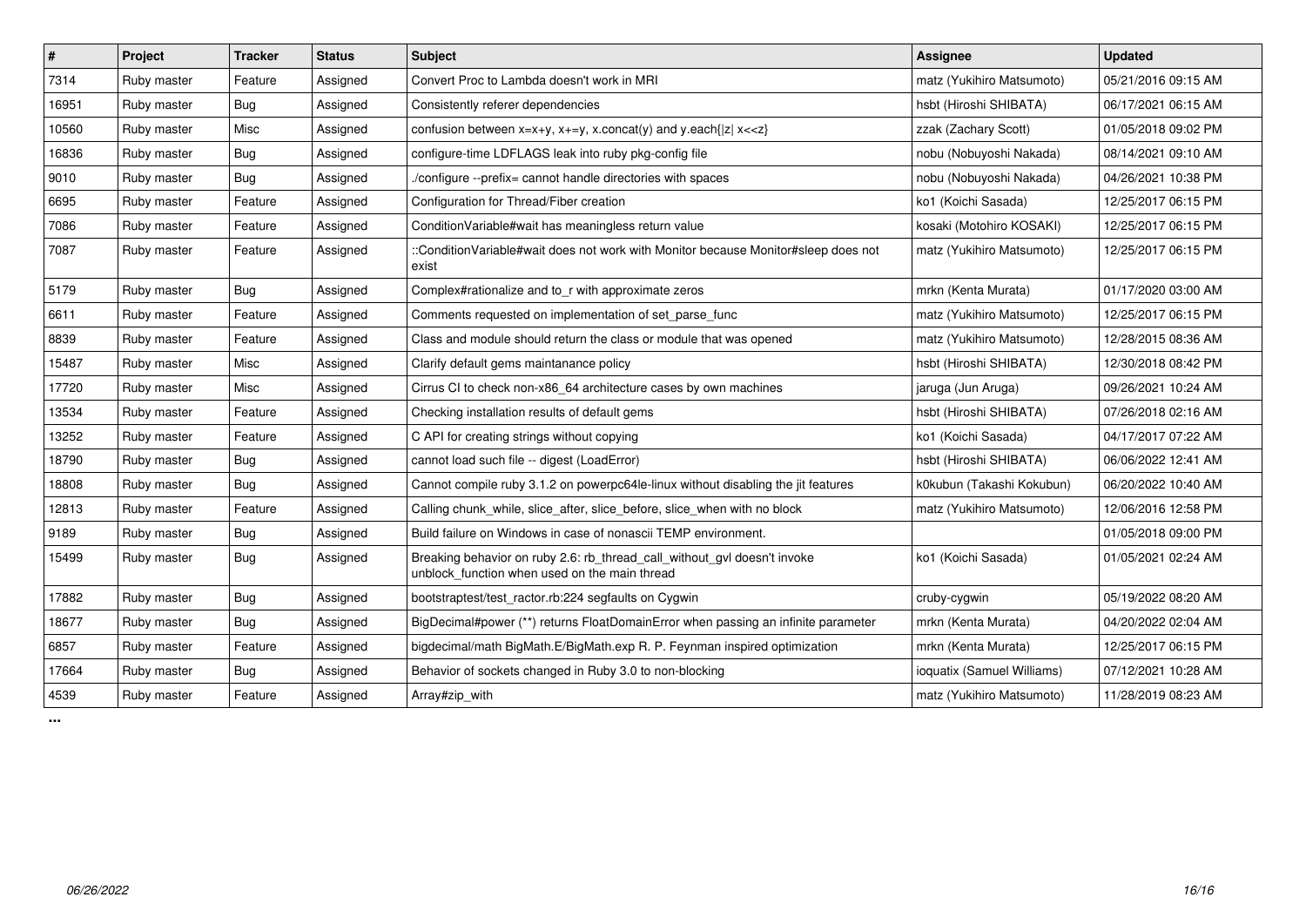| # | Project | Tracker | Status | Subject | Assignee | Updated |
|---|---|---|---|---|---|---|
| 7314 | Ruby master | Feature | Assigned | Convert Proc to Lambda doesn't work in MRI | matz (Yukihiro Matsumoto) | 05/21/2016 09:15 AM |
| 16951 | Ruby master | Bug | Assigned | Consistently referer dependencies | hsbt (Hiroshi SHIBATA) | 06/17/2021 06:15 AM |
| 10560 | Ruby master | Misc | Assigned | confusion between x=x+y, x+=y, x.concat(y) and y.each{\|z\| x<<z} | zzak (Zachary Scott) | 01/05/2018 09:02 PM |
| 16836 | Ruby master | Bug | Assigned | configure-time LDFLAGS leak into ruby pkg-config file | nobu (Nobuyoshi Nakada) | 08/14/2021 09:10 AM |
| 9010 | Ruby master | Bug | Assigned | ./configure --prefix= cannot handle directories with spaces | nobu (Nobuyoshi Nakada) | 04/26/2021 10:38 PM |
| 6695 | Ruby master | Feature | Assigned | Configuration for Thread/Fiber creation | ko1 (Koichi Sasada) | 12/25/2017 06:15 PM |
| 7086 | Ruby master | Feature | Assigned | ConditionVariable#wait has meaningless return value | kosaki (Motohiro KOSAKI) | 12/25/2017 06:15 PM |
| 7087 | Ruby master | Feature | Assigned | ::ConditionVariable#wait does not work with Monitor because Monitor#sleep does not exist | matz (Yukihiro Matsumoto) | 12/25/2017 06:15 PM |
| 5179 | Ruby master | Bug | Assigned | Complex#rationalize and to_r with approximate zeros | mrkn (Kenta Murata) | 01/17/2020 03:00 AM |
| 6611 | Ruby master | Feature | Assigned | Comments requested on implementation of set_parse_func | matz (Yukihiro Matsumoto) | 12/25/2017 06:15 PM |
| 8839 | Ruby master | Feature | Assigned | Class and module should return the class or module that was opened | matz (Yukihiro Matsumoto) | 12/28/2015 08:36 AM |
| 15487 | Ruby master | Misc | Assigned | Clarify default gems maintanance policy | hsbt (Hiroshi SHIBATA) | 12/30/2018 08:42 PM |
| 17720 | Ruby master | Misc | Assigned | Cirrus CI to check non-x86_64 architecture cases by own machines | jaruga (Jun Aruga) | 09/26/2021 10:24 AM |
| 13534 | Ruby master | Feature | Assigned | Checking installation results of default gems | hsbt (Hiroshi SHIBATA) | 07/26/2018 02:16 AM |
| 13252 | Ruby master | Feature | Assigned | C API for creating strings without copying | ko1 (Koichi Sasada) | 04/17/2017 07:22 AM |
| 18790 | Ruby master | Bug | Assigned | cannot load such file -- digest (LoadError) | hsbt (Hiroshi SHIBATA) | 06/06/2022 12:41 AM |
| 18808 | Ruby master | Bug | Assigned | Cannot compile ruby 3.1.2 on powerpc64le-linux without disabling the jit features | k0kubun (Takashi Kokubun) | 06/20/2022 10:40 AM |
| 12813 | Ruby master | Feature | Assigned | Calling chunk_while, slice_after, slice_before, slice_when with no block | matz (Yukihiro Matsumoto) | 12/06/2016 12:58 PM |
| 9189 | Ruby master | Bug | Assigned | Build failure on Windows in case of nonascii TEMP environment. | | 01/05/2018 09:00 PM |
| 15499 | Ruby master | Bug | Assigned | Breaking behavior on ruby 2.6: rb_thread_call_without_gvl doesn't invoke unblock_function when used on the main thread | ko1 (Koichi Sasada) | 01/05/2021 02:24 AM |
| 17882 | Ruby master | Bug | Assigned | bootstraptest/test_ractor.rb:224 segfaults on Cygwin | cruby-cygwin | 05/19/2022 08:20 AM |
| 18677 | Ruby master | Bug | Assigned | BigDecimal#power (**) returns FloatDomainError when passing an infinite parameter | mrkn (Kenta Murata) | 04/20/2022 02:04 AM |
| 6857 | Ruby master | Feature | Assigned | bigdecimal/math BigMath.E/BigMath.exp R. P. Feynman inspired optimization | mrkn (Kenta Murata) | 12/25/2017 06:15 PM |
| 17664 | Ruby master | Bug | Assigned | Behavior of sockets changed in Ruby 3.0 to non-blocking | ioquatix (Samuel Williams) | 07/12/2021 10:28 AM |
| 4539 | Ruby master | Feature | Assigned | Array#zip_with | matz (Yukihiro Matsumoto) | 11/28/2019 08:23 AM |

...